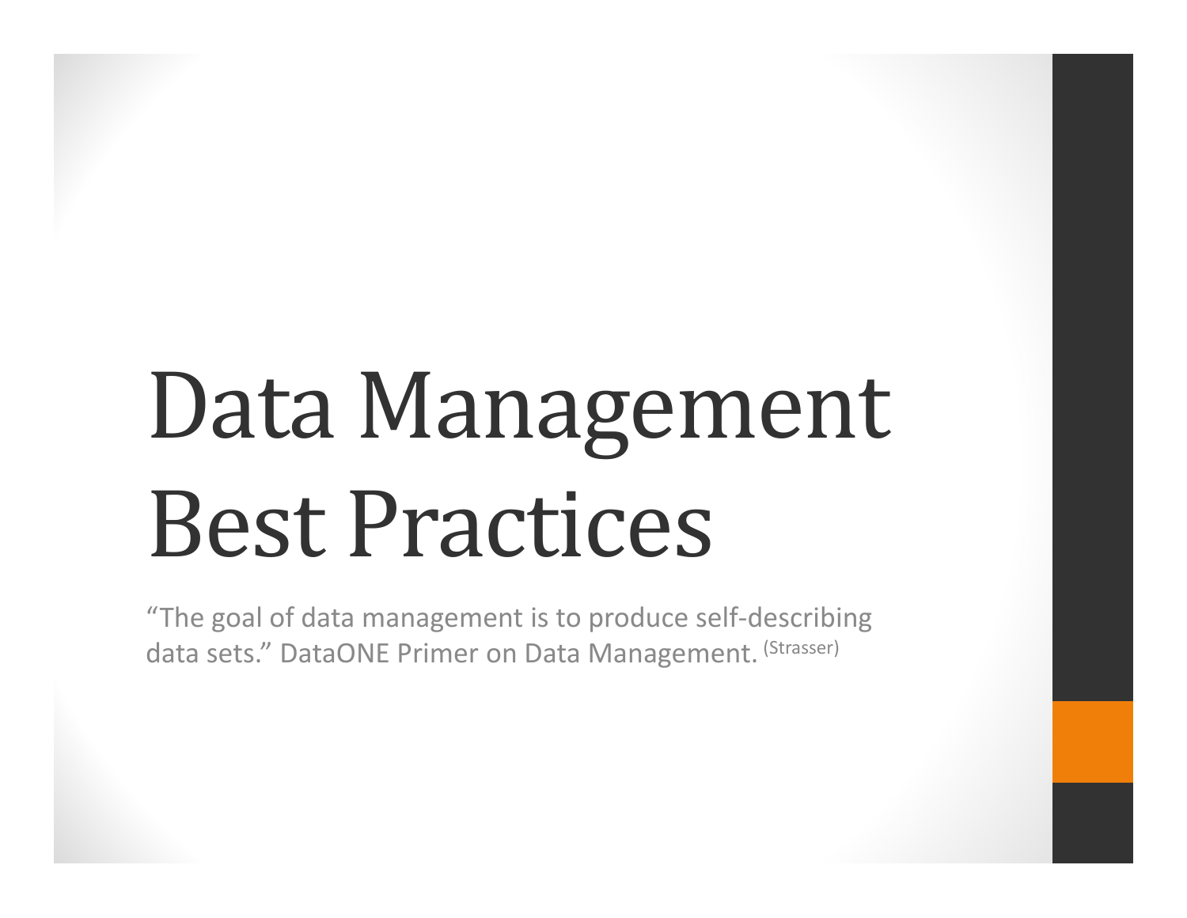# Data Management Best Practices

"The goal of data management is to produce self-describing data sets." DataONE Primer on Data Management. (Strasser)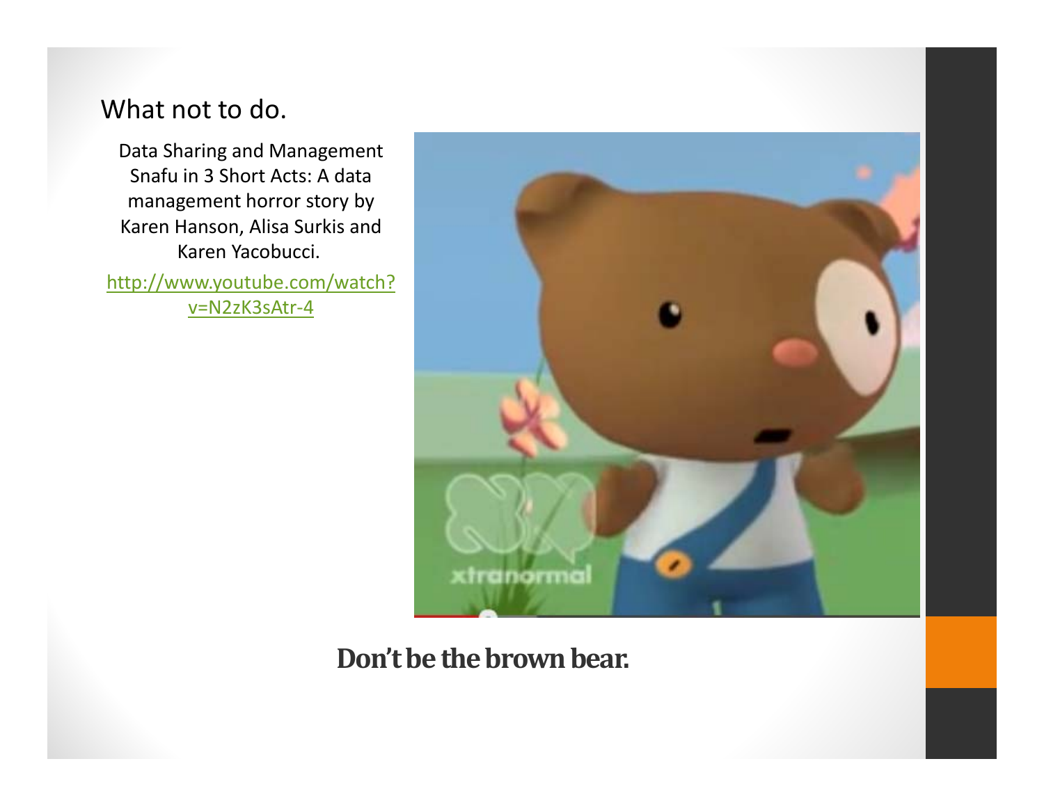# What not to do.

Data Sharing and Management Snafu in 3 Short Acts: A data management horror story by Karen Hanson, Alisa Surkis and Karen Yacobucci.

http://www.youtube.com/watch?v=N2zK3sAtr-4

**Don't be the brown bear.**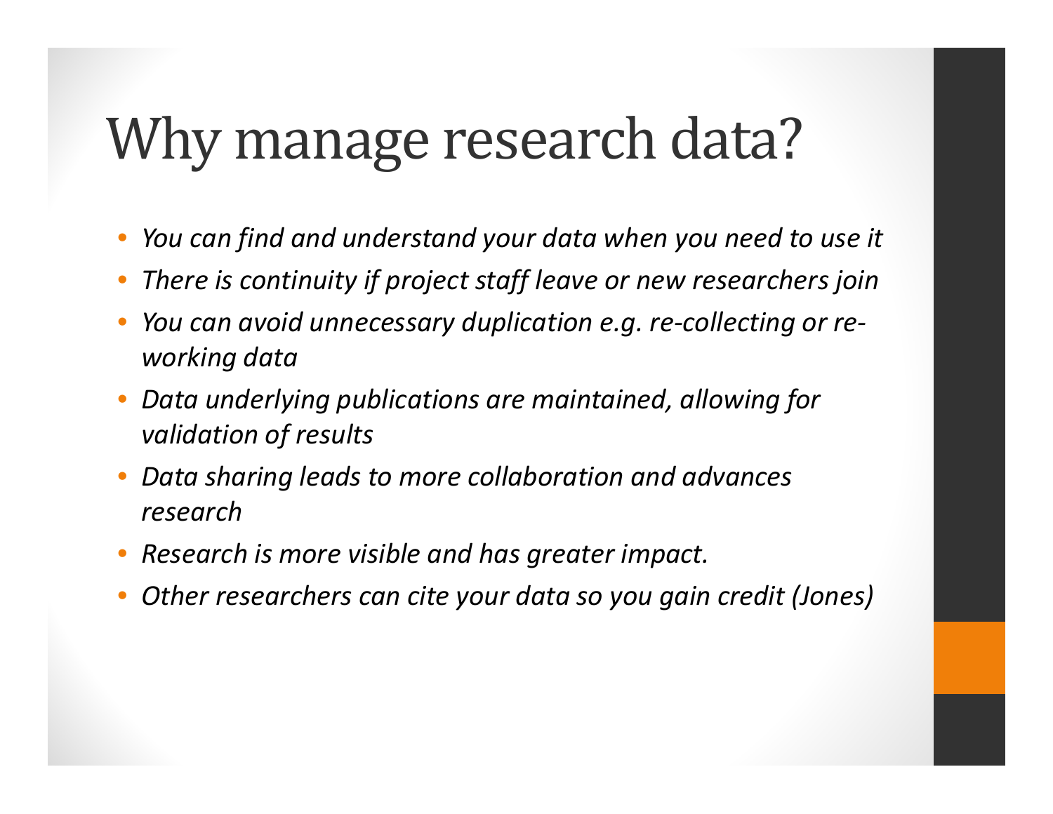# Why manage research data?

- *You can find and understand your data when you need to use it*
- *There is continuity if project staff leave or new researchers join*
- *You can avoid unnecessary duplication e.g. re-collecting or re-working data*
- *Data underlying publications are maintained, allowing for validation of results*
- *Data sharing leads to more collaboration and advances research*
- *Research is more visible and has greater impact.*
- *Other researchers can cite your data so you gain credit (Jones)*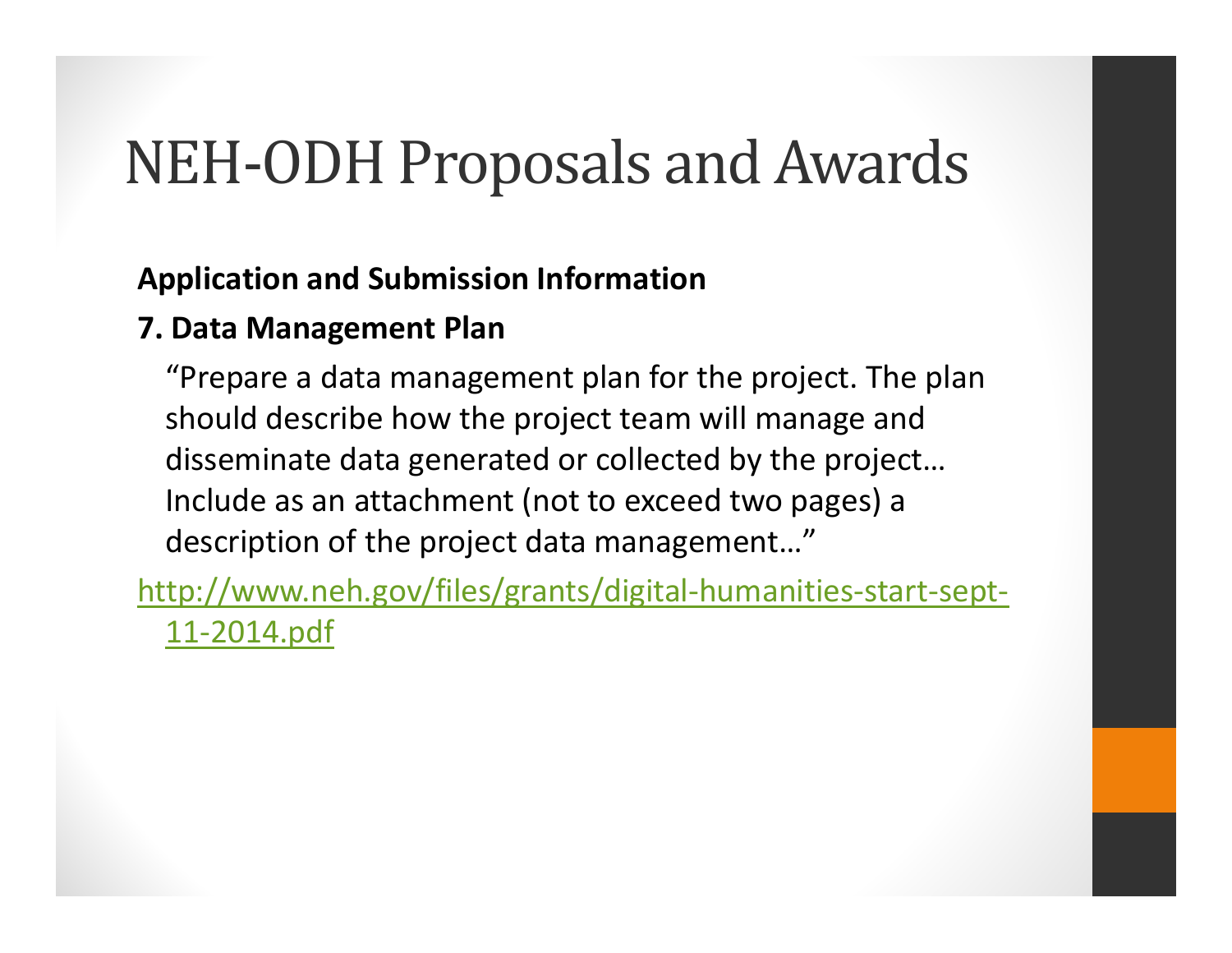# NEH-ODH Proposals and Awards

**Application and Submission Information**

**7. Data Management Plan**

"Prepare a data management plan for the project. The plan should describe how the project team will manage and disseminate data generated or collected by the project… Include as an attachment (not to exceed two pages) a description of the project data management…"

http://www.neh.gov/files/grants/digital-humanities-start-sept-11-2014.pdf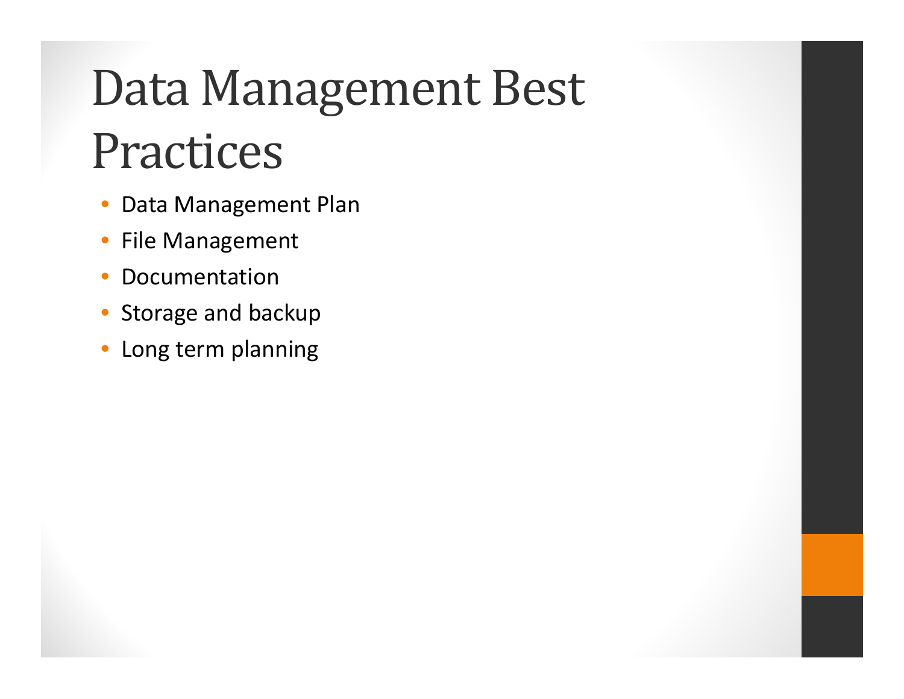# Data Management Best Practices

- Data Management Plan
- File Management
- Documentation
- Storage and backup
- Long term planning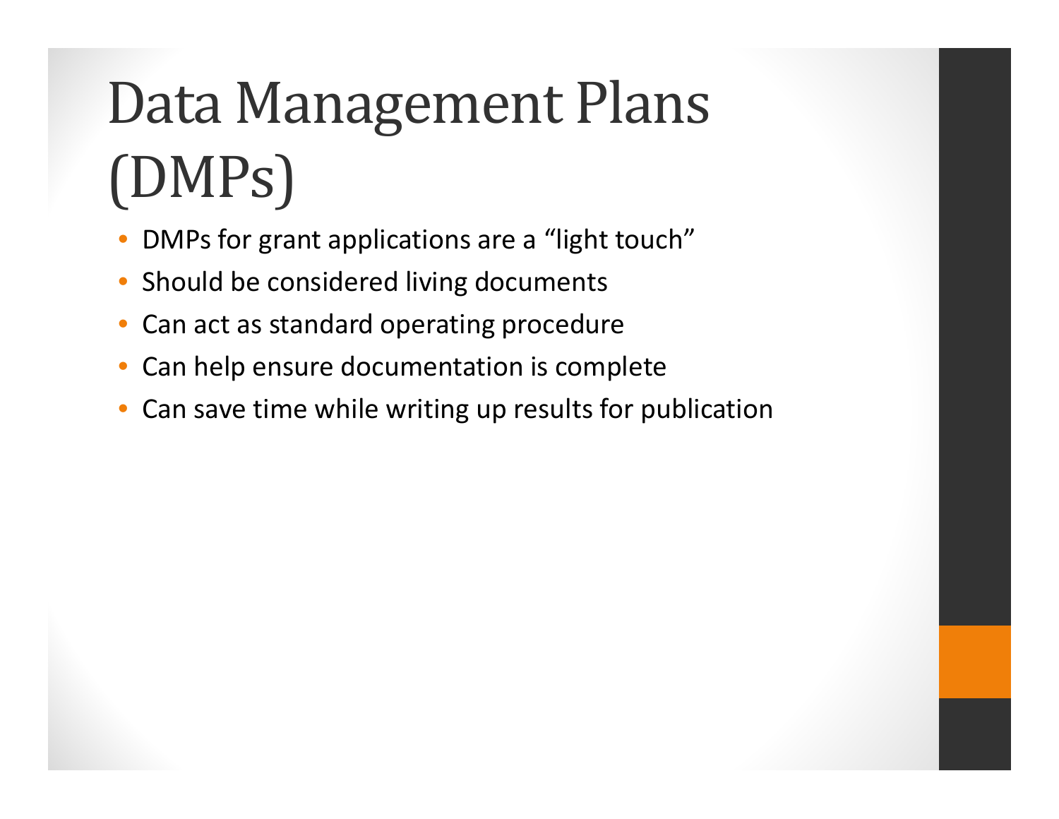# Data Management Plans (DMPs)

- DMPs for grant applications are a “light touch”
- Should be considered living documents
- Can act as standard operating procedure
- Can help ensure documentation is complete
- Can save time while writing up results for publication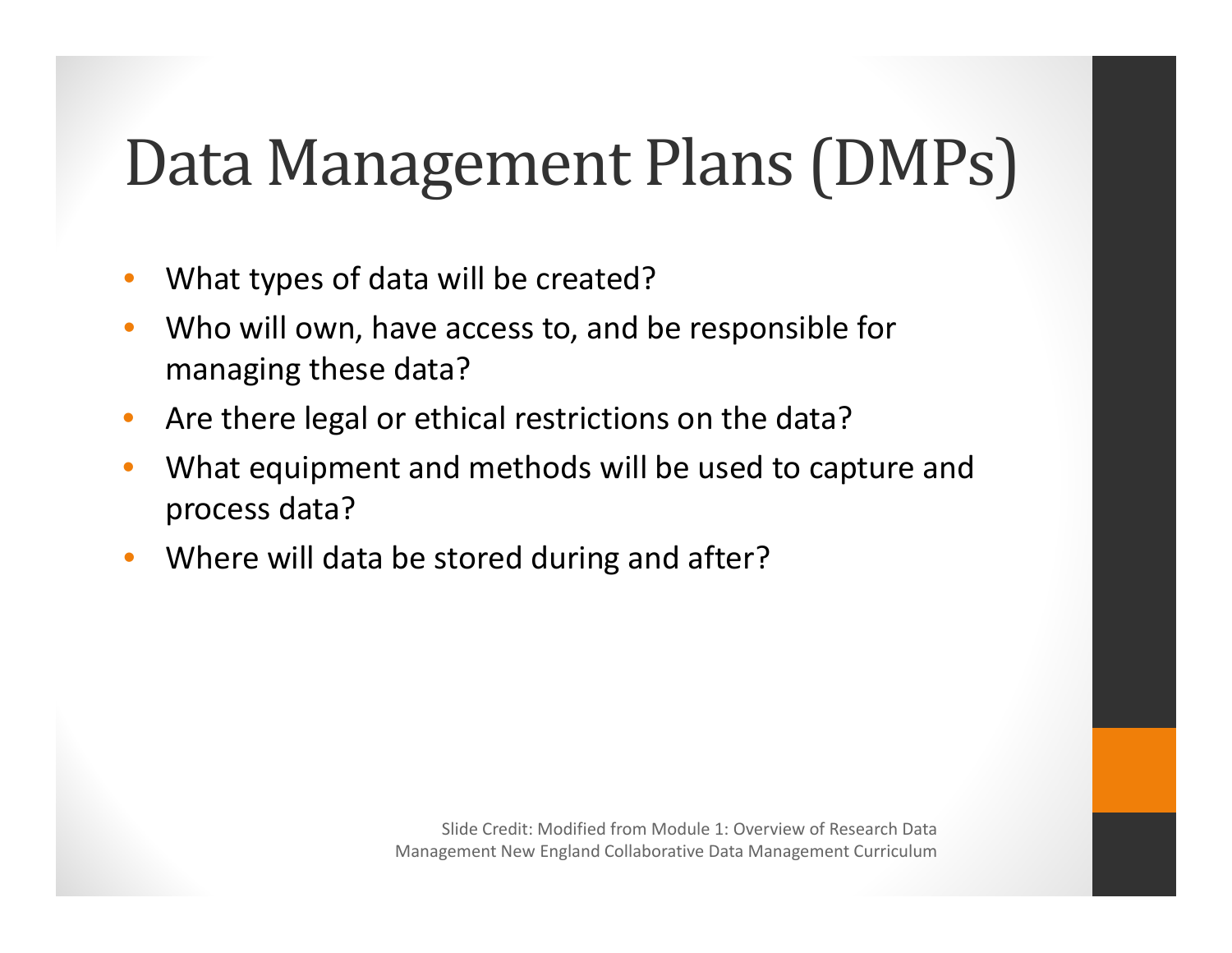# Data Management Plans (DMPs)

- What types of data will be created?
- Who will own, have access to, and be responsible for managing these data?
- Are there legal or ethical restrictions on the data?
- What equipment and methods will be used to capture and process data?
- Where will data be stored during and after?

Slide Credit: Modified from Module 1: Overview of Research Data Management New England Collaborative Data Management Curriculum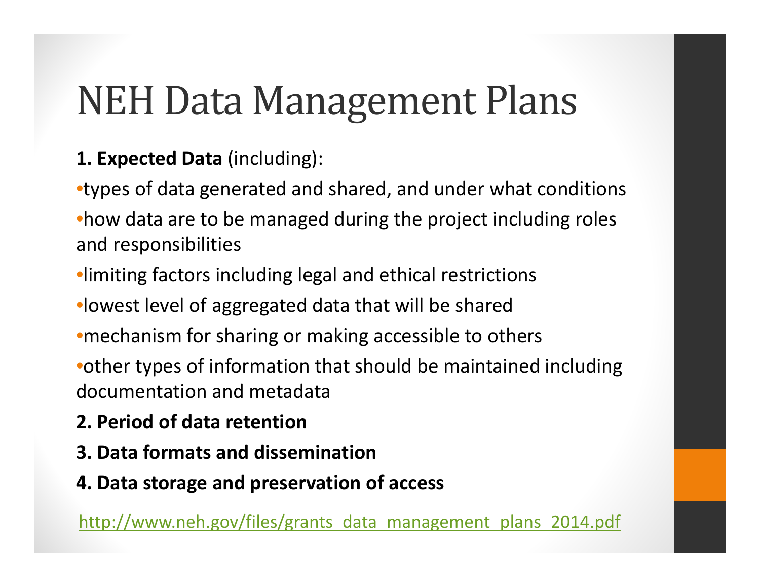# NEH Data Management Plans

**1. Expected Data** (including):

- types of data generated and shared, and under what conditions
- how data are to be managed during the project including roles and responsibilities
- limiting factors including legal and ethical restrictions
- lowest level of aggregated data that will be shared
- mechanism for sharing or making accessible to others
- other types of information that should be maintained including documentation and metadata

**2. Period of data retention**

**3. Data formats and dissemination**

**4. Data storage and preservation of access**

http://www.neh.gov/files/grants_data_management_plans_2014.pdf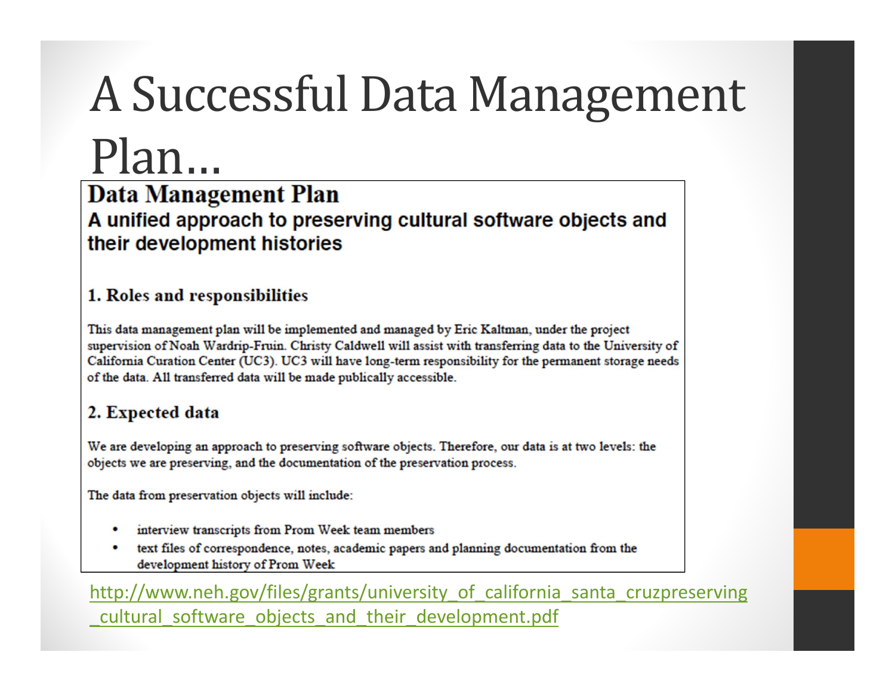# A Successful Data Management Plan…

## Data Management Plan

### A unified approach to preserving cultural software objects and their development histories

#### 1. Roles and responsibilities

This data management plan will be implemented and managed by Eric Kaltman, under the project supervision of Noah Wardrip-Fruin. Christy Caldwell will assist with transferring data to the University of California Curation Center (UC3). UC3 will have long-term responsibility for the permanent storage needs of the data. All transferred data will be made publically accessible.

#### 2. Expected data

We are developing an approach to preserving software objects. Therefore, our data is at two levels: the objects we are preserving, and the documentation of the preservation process.

The data from preservation objects will include:

- interview transcripts from Prom Week team members
- text files of correspondence, notes, academic papers and planning documentation from the development history of Prom Week

http://www.neh.gov/files/grants/university_of_california_santa_cruzpreserving_cultural_software_objects_and_their_development.pdf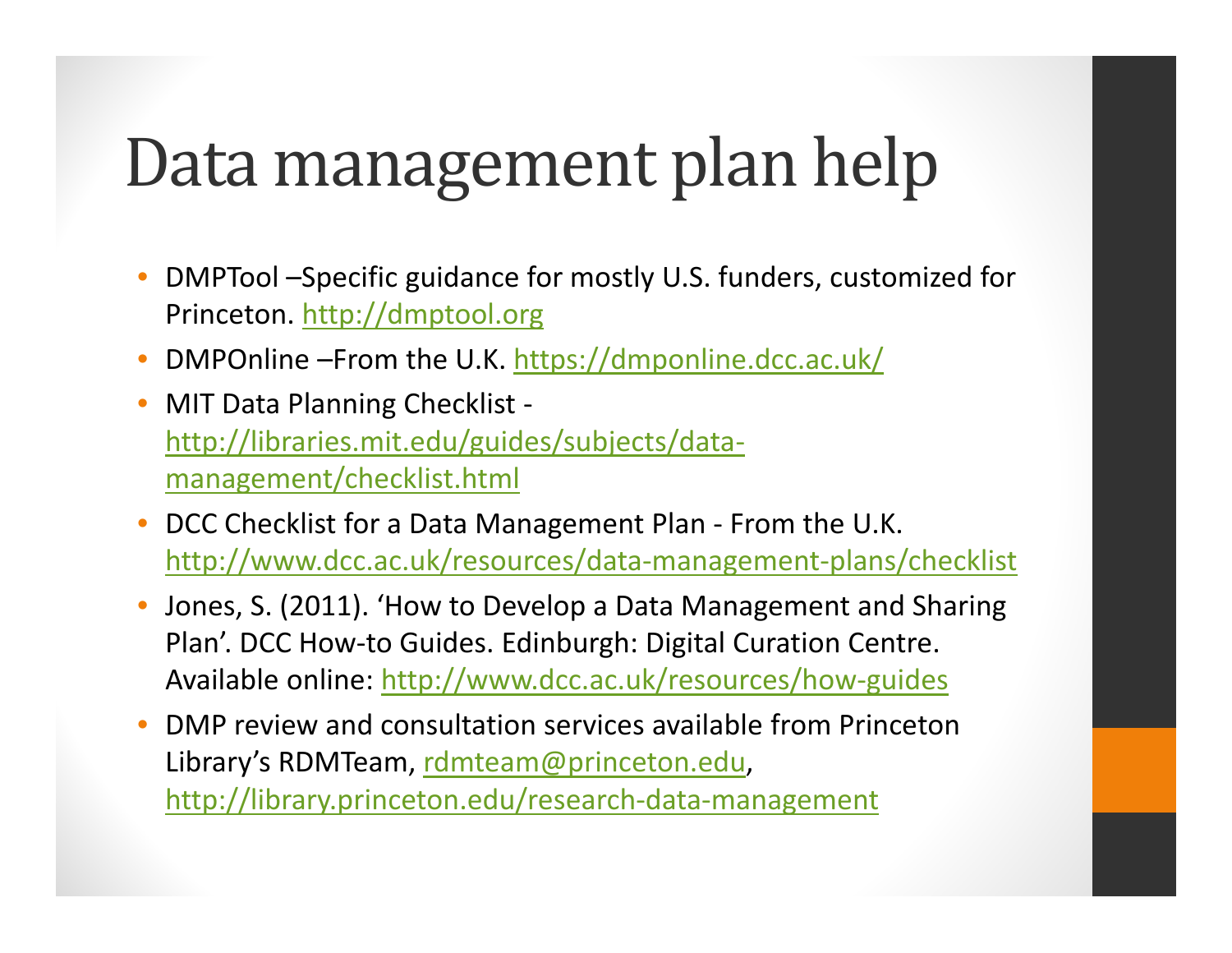# Data management plan help

- DMPTool –Specific guidance for mostly U.S. funders, customized for Princeton. http://dmptool.org
- DMPOnline –From the U.K. https://dmponline.dcc.ac.uk/
- MIT Data Planning Checklist - http://libraries.mit.edu/guides/subjects/data-management/checklist.html
- DCC Checklist for a Data Management Plan - From the U.K. http://www.dcc.ac.uk/resources/data-management-plans/checklist
- Jones, S. (2011). 'How to Develop a Data Management and Sharing Plan'. DCC How-to Guides. Edinburgh: Digital Curation Centre. Available online: http://www.dcc.ac.uk/resources/how-guides
- DMP review and consultation services available from Princeton Library's RDMTeam, rdmteam@princeton.edu, http://library.princeton.edu/research-data-management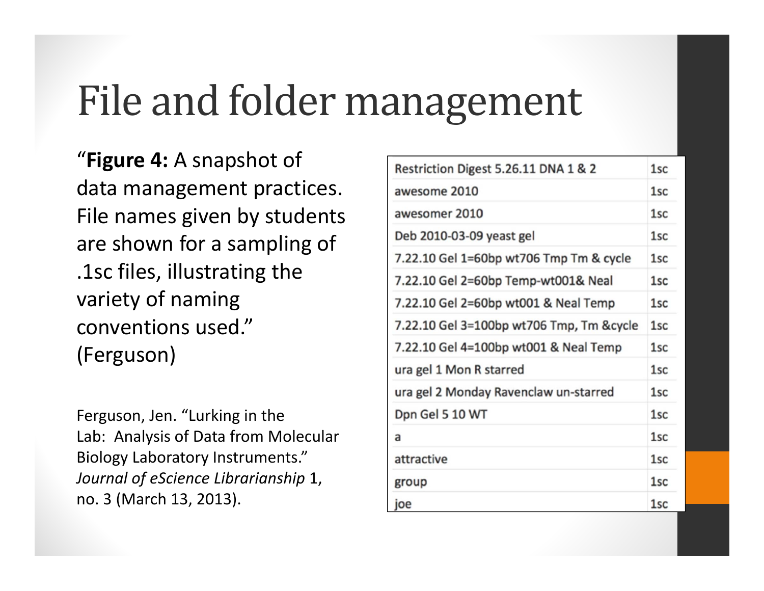# File and folder management

"**Figure 4:** A snapshot of data management practices. File names given by students are shown for a sampling of .1sc files, illustrating the variety of naming conventions used." (Ferguson)

Ferguson, Jen. "Lurking in the Lab: Analysis of Data from Molecular Biology Laboratory Instruments." *Journal of eScience Librarianship* 1, no. 3 (March 13, 2013).

| | |
|---|---|
| Restriction Digest 5.26.11 DNA 1 & 2 | 1sc |
| awesome 2010 | 1sc |
| awesomer 2010 | 1sc |
| Deb 2010-03-09 yeast gel | 1sc |
| 7.22.10 Gel 1=60bp wt706 Tmp Tm & cycle | 1sc |
| 7.22.10 Gel 2=60bp Temp-wt001& Neal | 1sc |
| 7.22.10 Gel 2=60bp wt001 & Neal Temp | 1sc |
| 7.22.10 Gel 3=100bp wt706 Tmp, Tm &cycle | 1sc |
| 7.22.10 Gel 4=100bp wt001 & Neal Temp | 1sc |
| ura gel 1 Mon R starred | 1sc |
| ura gel 2 Monday Ravenclaw un-starred | 1sc |
| Dpn Gel 5 10 WT | 1sc |
| a | 1sc |
| attractive | 1sc |
| group | 1sc |
| joe | 1sc |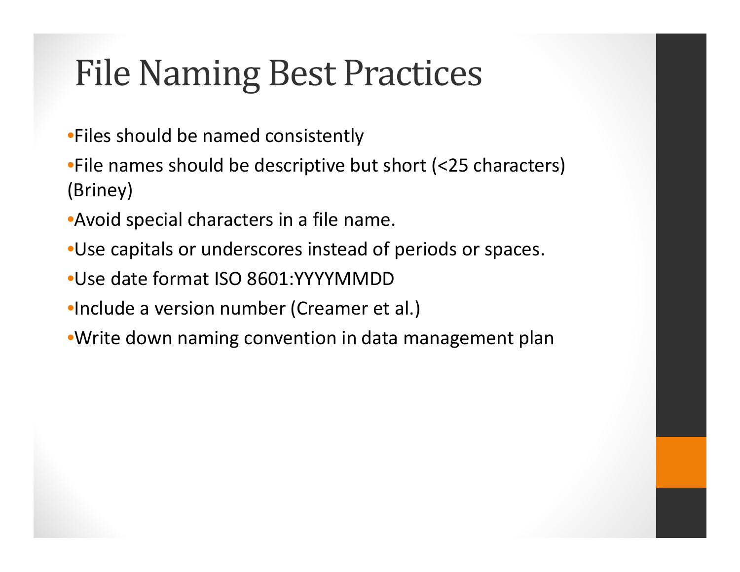# File Naming Best Practices

- Files should be named consistently
- File names should be descriptive but short (<25 characters) (Briney)
- Avoid special characters in a file name.
- Use capitals or underscores instead of periods or spaces.
- Use date format ISO 8601:YYYYMMDD
- Include a version number (Creamer et al.)
- Write down naming convention in data management plan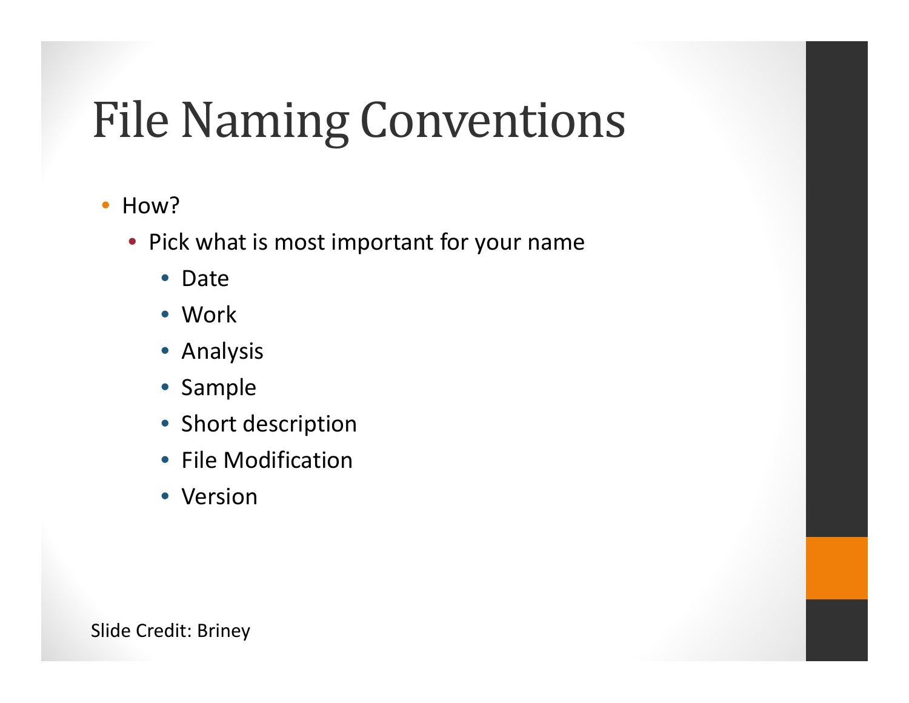# File Naming Conventions

- How?
  - Pick what is most important for your name
    - Date
    - Work
    - Analysis
    - Sample
    - Short description
    - File Modification
    - Version

Slide Credit: Briney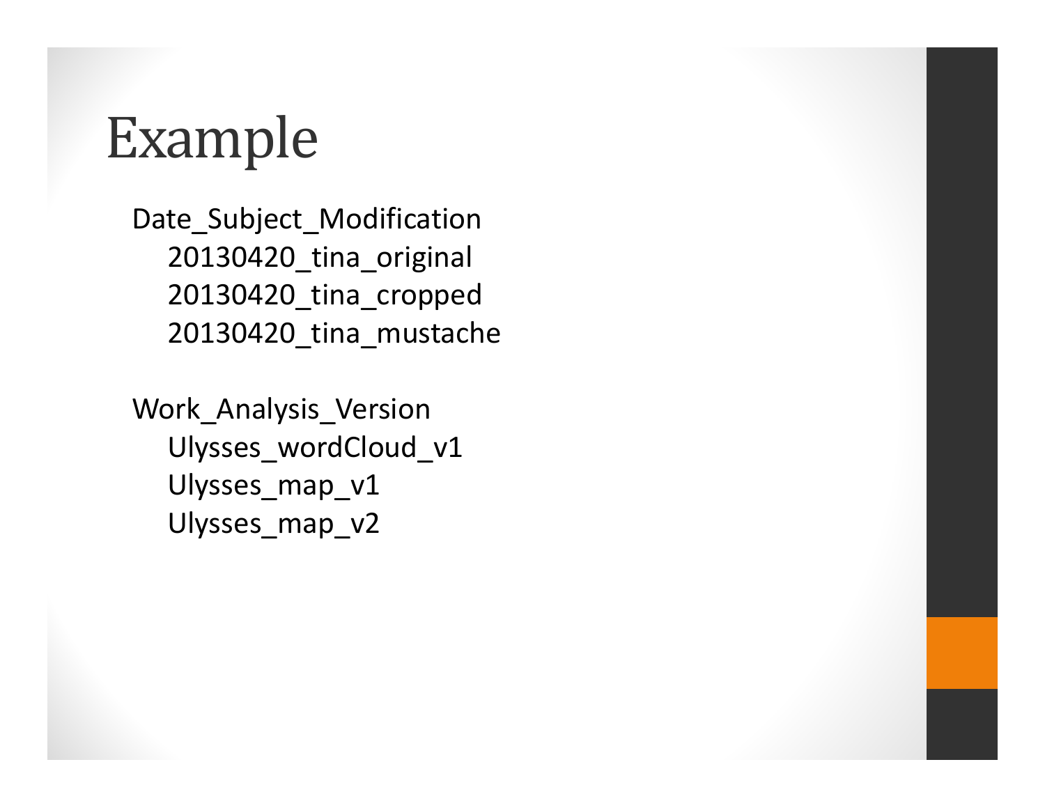# Example

- Date_Subject_Modification
  - 20130420_tina_original
  - 20130420_tina_cropped
  - 20130420_tina_mustache

- Work_Analysis_Version
  - Ulysses_wordCloud_v1
  - Ulysses_map_v1
  - Ulysses_map_v2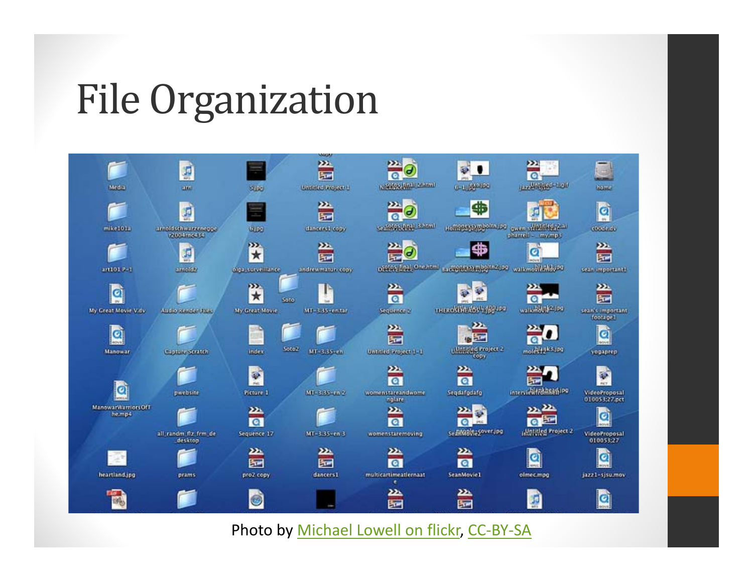# File Organization

Photo by Michael Lowell on flickr, CC-BY-SA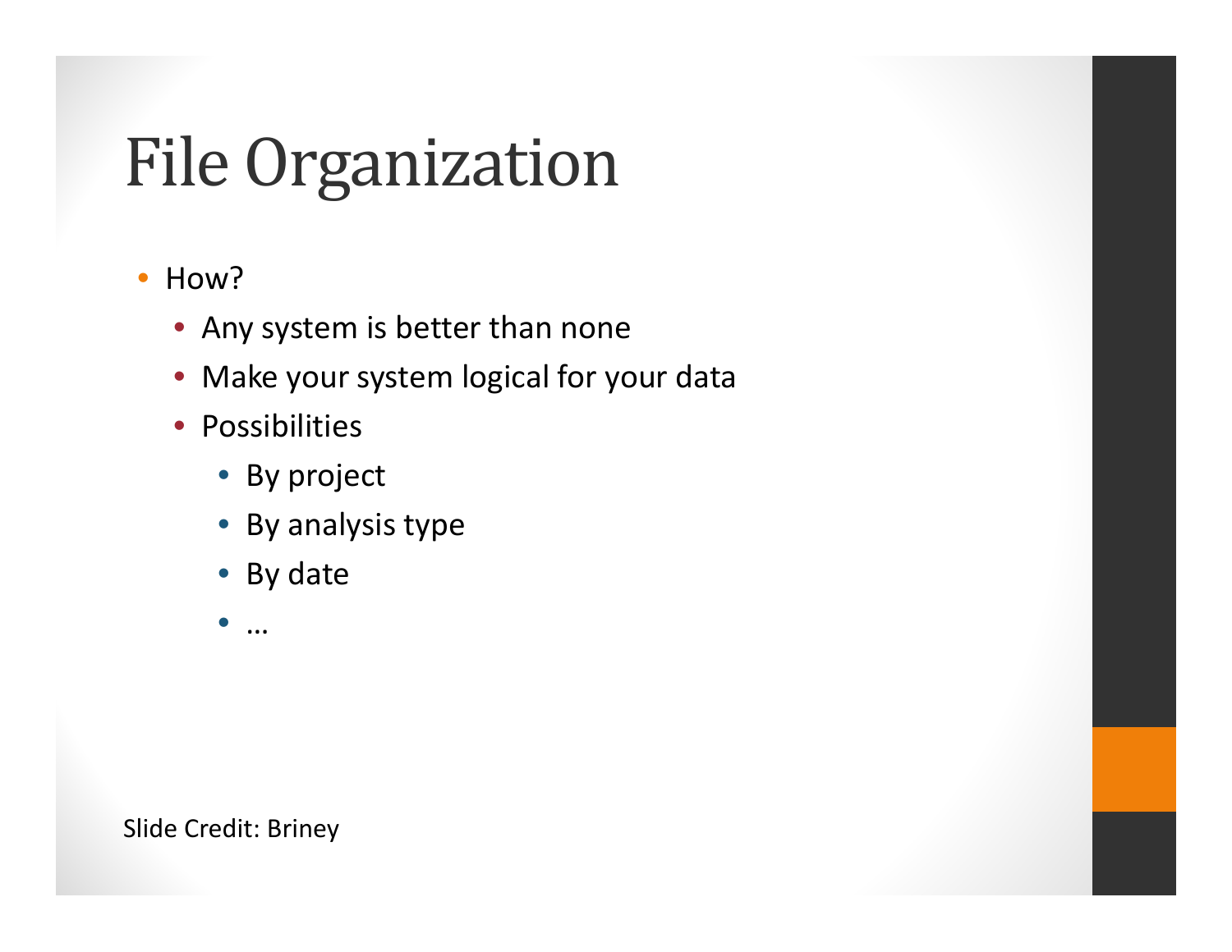# File Organization

- How?
  - Any system is better than none
  - Make your system logical for your data
  - Possibilities
    - By project
    - By analysis type
    - By date
    - …

Slide Credit: Briney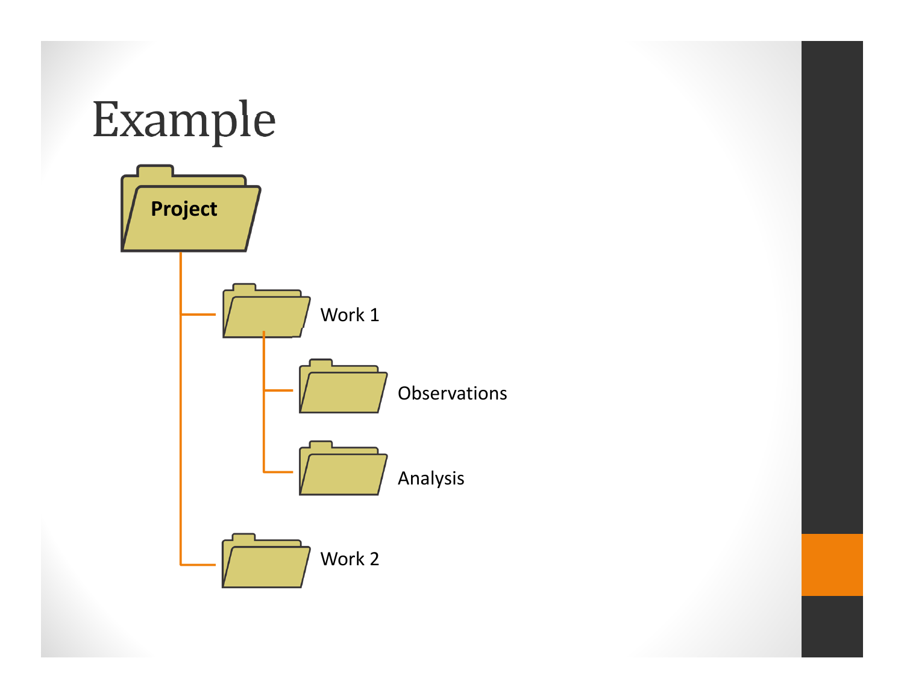# Example

- Project
  - Work 1
    - Observations
    - Analysis
  - Work 2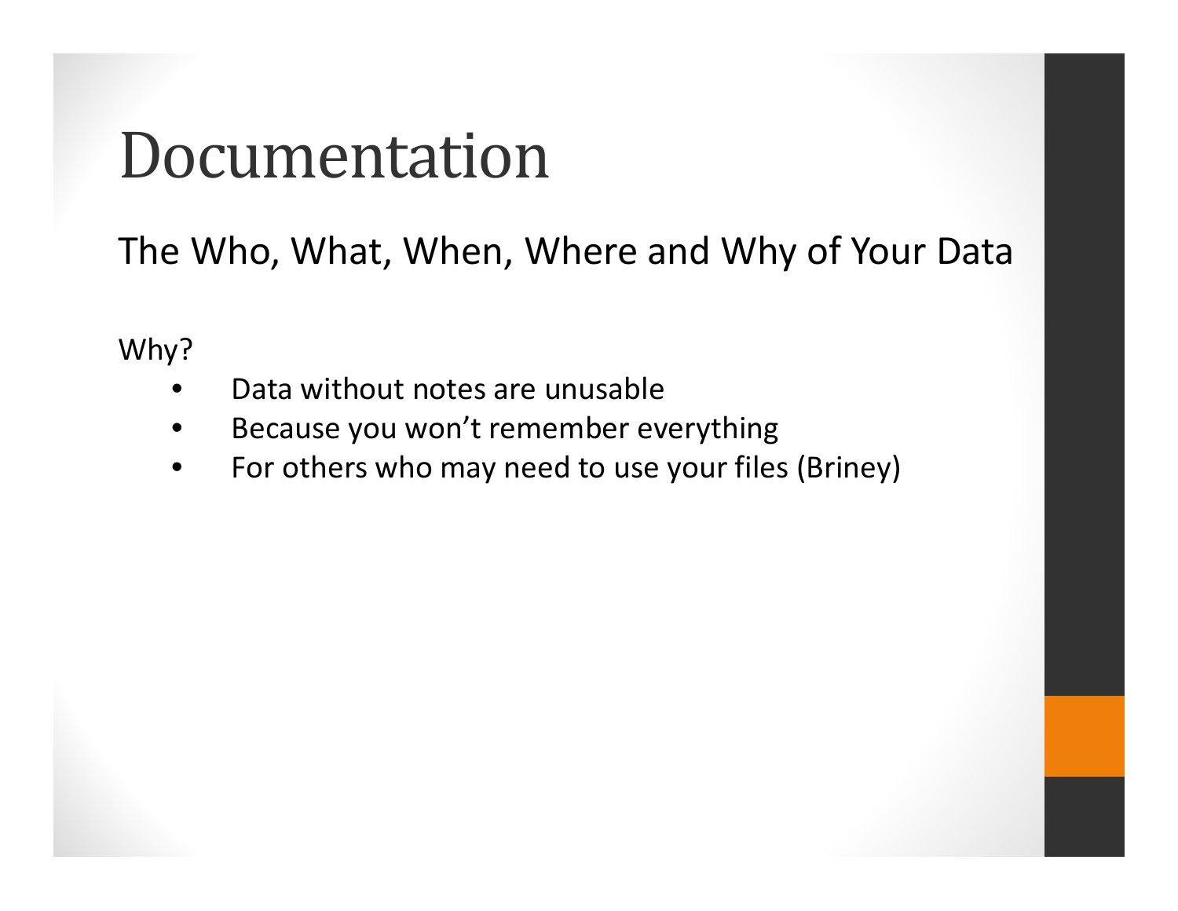# Documentation

## The Who, What, When, Where and Why of Your Data

Why?

- Data without notes are unusable
- Because you won't remember everything
- For others who may need to use your files (Briney)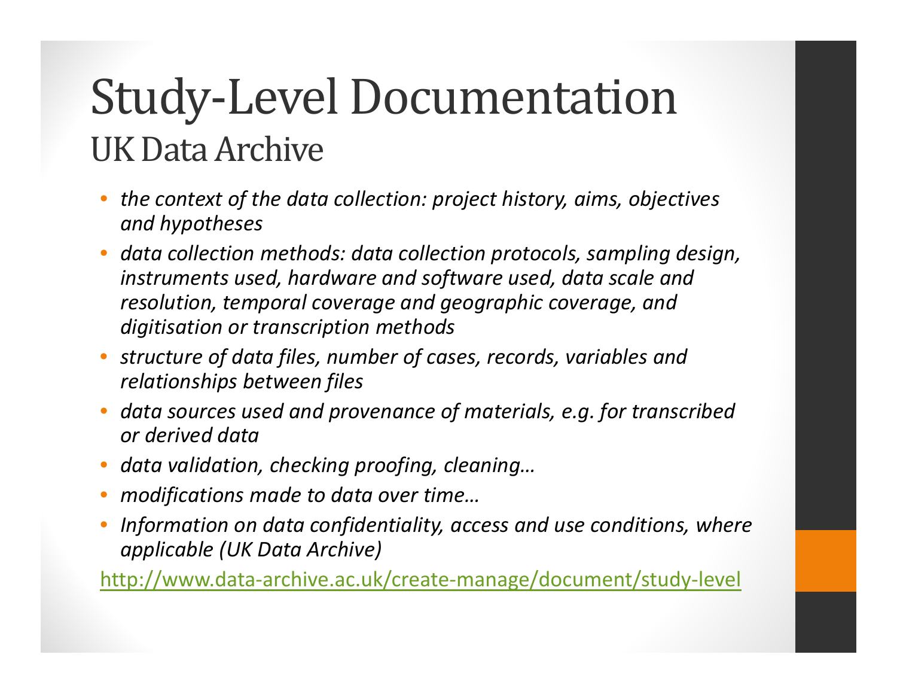# Study-Level Documentation

## UK Data Archive

- *the context of the data collection: project history, aims, objectives and hypotheses*
- *data collection methods: data collection protocols, sampling design, instruments used, hardware and software used, data scale and resolution, temporal coverage and geographic coverage, and digitisation or transcription methods*
- *structure of data files, number of cases, records, variables and relationships between files*
- *data sources used and provenance of materials, e.g. for transcribed or derived data*
- *data validation, checking proofing, cleaning…*
- *modifications made to data over time…*
- *Information on data confidentiality, access and use conditions, where applicable (UK Data Archive)*

http://www.data-archive.ac.uk/create-manage/document/study-level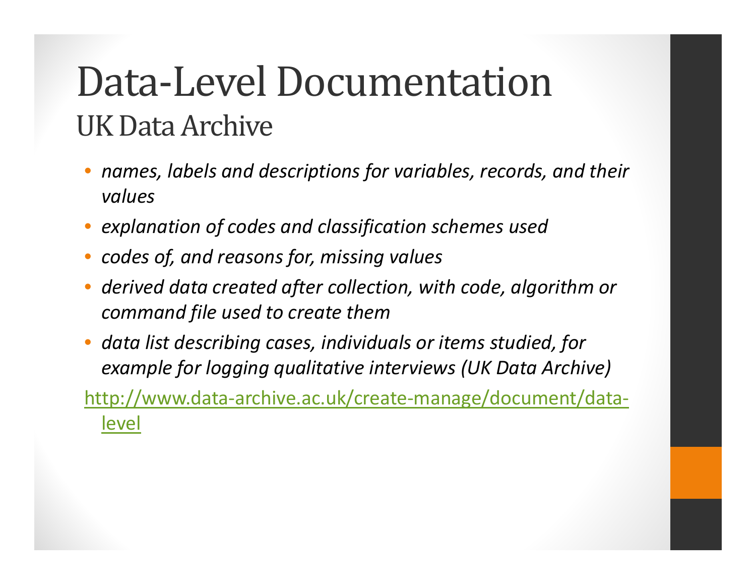# Data-Level Documentation

## UK Data Archive

- *names, labels and descriptions for variables, records, and their values*
- *explanation of codes and classification schemes used*
- *codes of, and reasons for, missing values*
- *derived data created after collection, with code, algorithm or command file used to create them*
- *data list describing cases, individuals or items studied, for example for logging qualitative interviews (UK Data Archive)*

http://www.data-archive.ac.uk/create-manage/document/data-level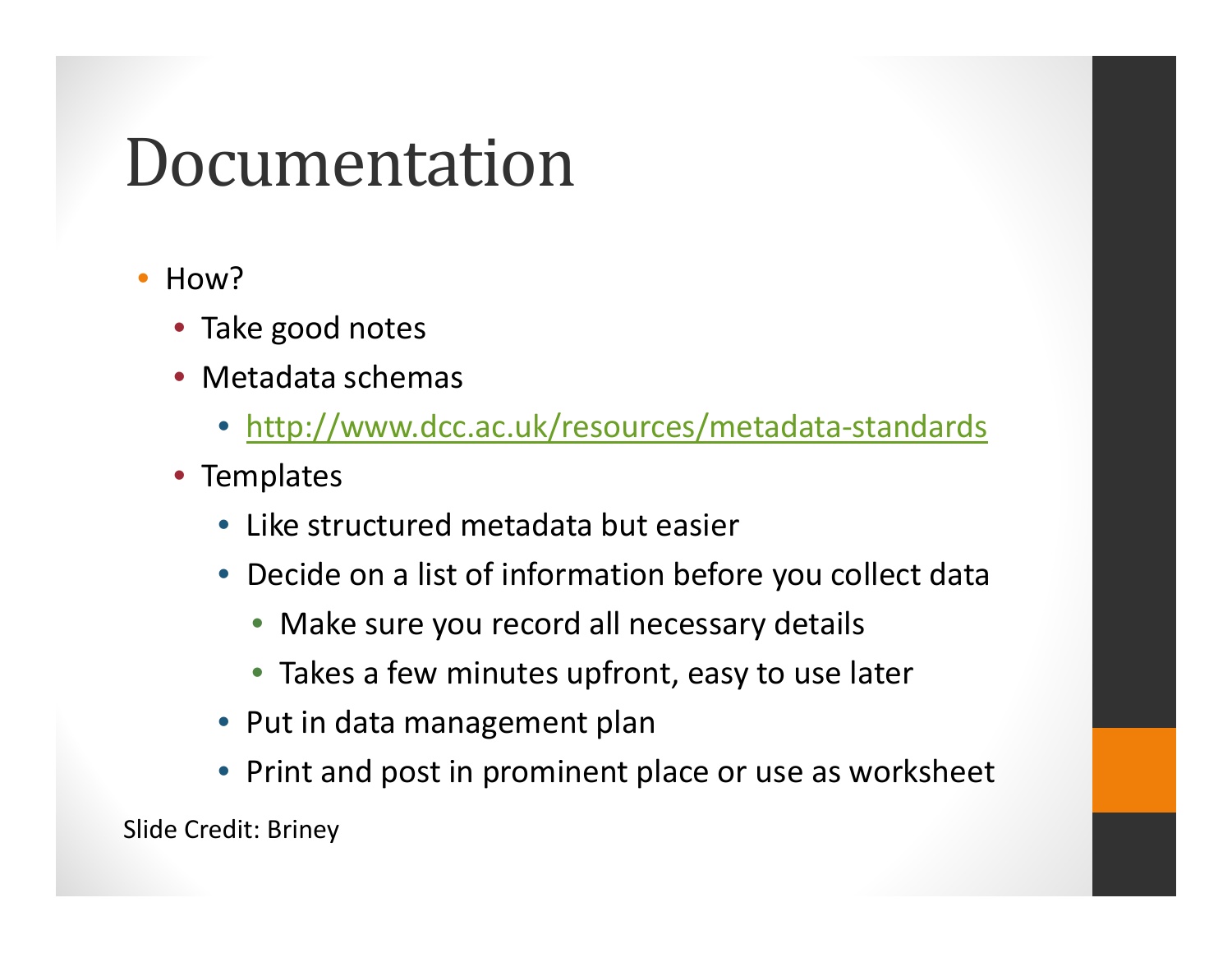# Documentation

- How?
  - Take good notes
  - Metadata schemas
    - [http://www.dcc.ac.uk/resources/metadata-standards](http://www.dcc.ac.uk/resources/metadata-standards)
  - Templates
    - Like structured metadata but easier
    - Decide on a list of information before you collect data
      - Make sure you record all necessary details
      - Takes a few minutes upfront, easy to use later
    - Put in data management plan
    - Print and post in prominent place or use as worksheet

Slide Credit: Briney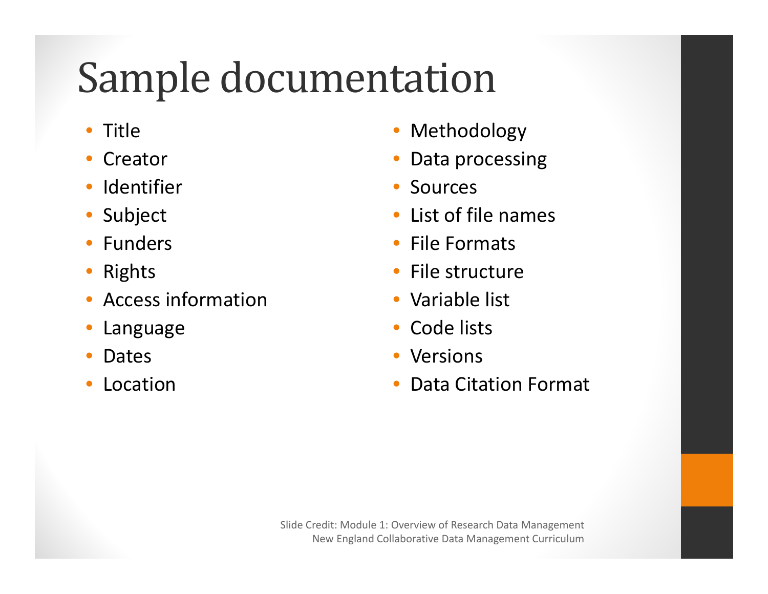# Sample documentation

- Title
- Creator
- Identifier
- Subject
- Funders
- Rights
- Access information
- Language
- Dates
- Location
- Methodology
- Data processing
- Sources
- List of file names
- File Formats
- File structure
- Variable list
- Code lists
- Versions
- Data Citation Format

Slide Credit: Module 1: Overview of Research Data Management
New England Collaborative Data Management Curriculum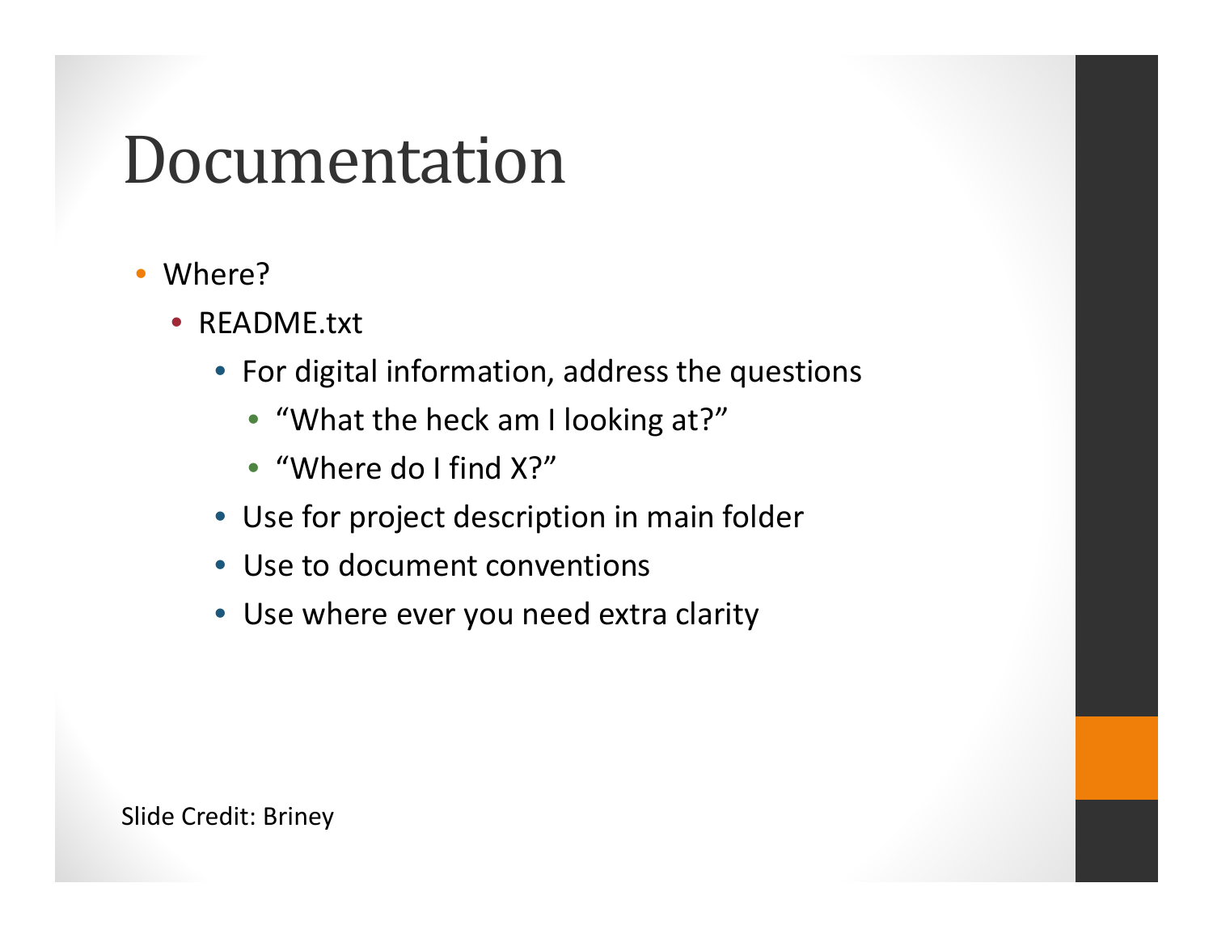# Documentation

- Where?
  - README.txt
    - For digital information, address the questions
      - “What the heck am I looking at?”
      - “Where do I find X?”
    - Use for project description in main folder
    - Use to document conventions
    - Use where ever you need extra clarity

Slide Credit: Briney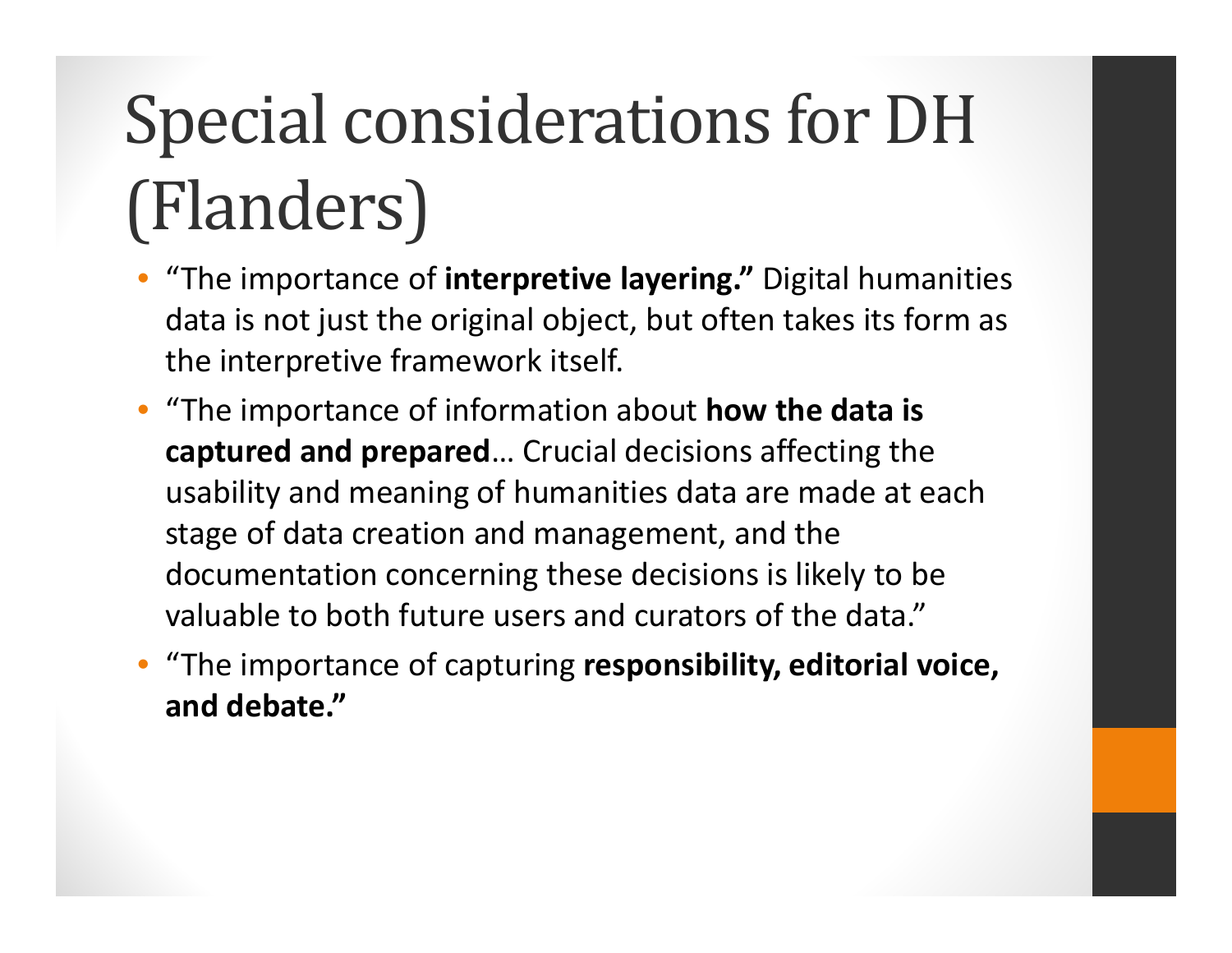# Special considerations for DH (Flanders)

- "The importance of **interpretive layering."** Digital humanities data is not just the original object, but often takes its form as the interpretive framework itself.
- "The importance of information about **how the data is captured and prepared**… Crucial decisions affecting the usability and meaning of humanities data are made at each stage of data creation and management, and the documentation concerning these decisions is likely to be valuable to both future users and curators of the data."
- "The importance of capturing **responsibility, editorial voice, and debate."**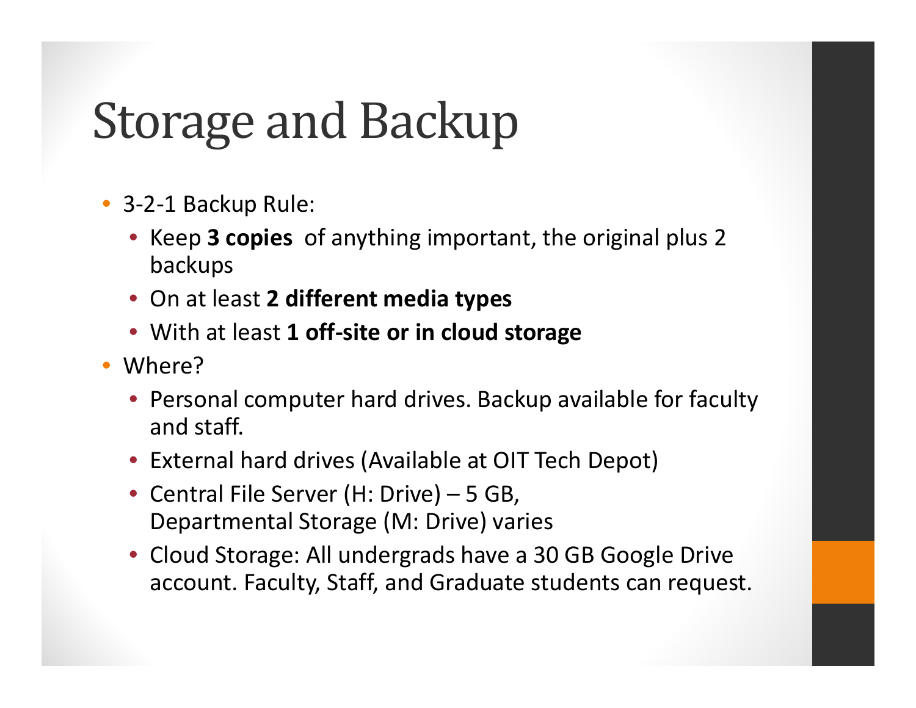# Storage and Backup

- 3-2-1 Backup Rule:
  - Keep **3 copies** of anything important, the original plus 2 backups
  - On at least **2 different media types**
  - With at least **1 off-site or in cloud storage**
- Where?
  - Personal computer hard drives. Backup available for faculty and staff.
  - External hard drives (Available at OIT Tech Depot)
  - Central File Server (H: Drive) – 5 GB,
    Departmental Storage (M: Drive) varies
  - Cloud Storage: All undergrads have a 30 GB Google Drive account. Faculty, Staff, and Graduate students can request.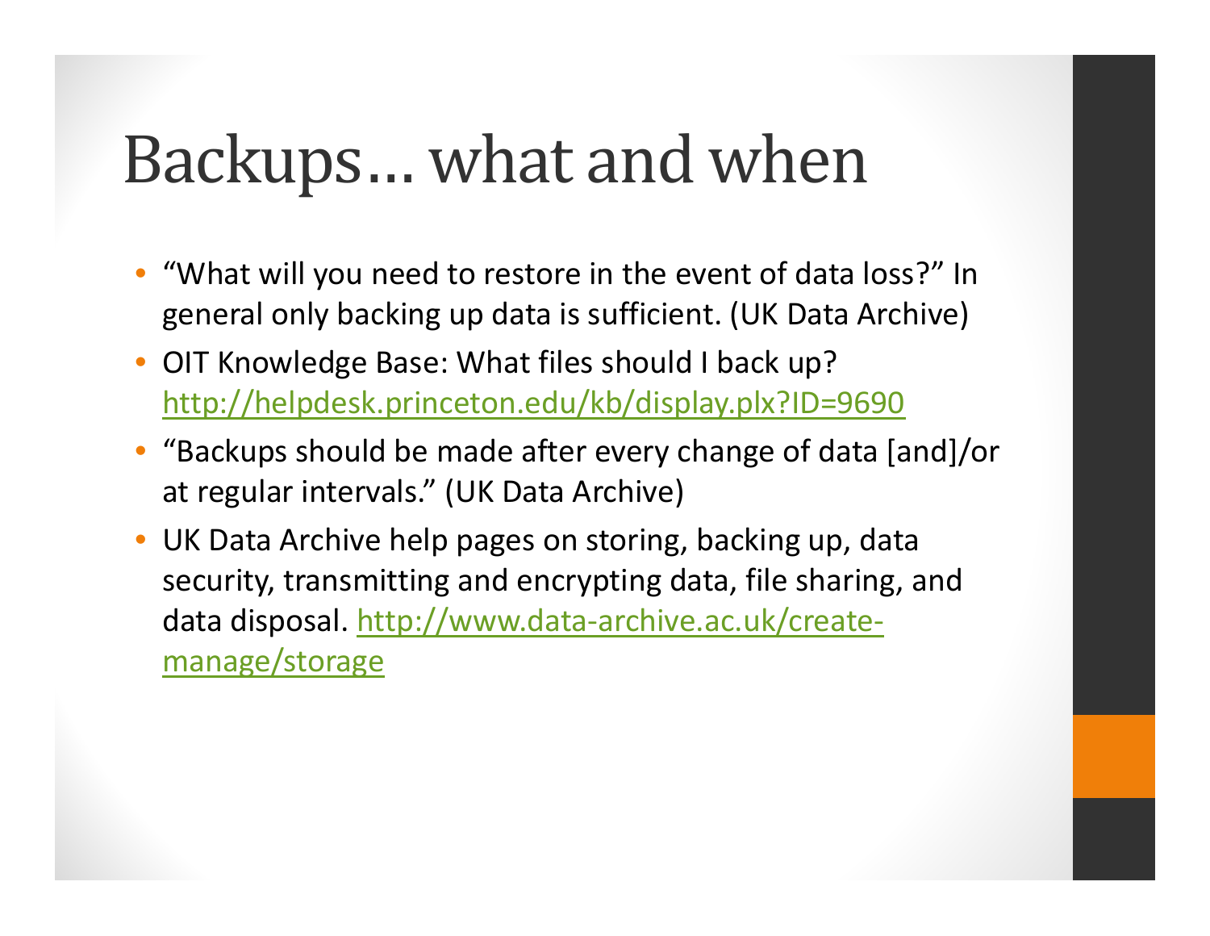# Backups… what and when

- "What will you need to restore in the event of data loss?" In general only backing up data is sufficient. (UK Data Archive)
- OIT Knowledge Base: What files should I back up? [http://helpdesk.princeton.edu/kb/display.plx?ID=9690](http://helpdesk.princeton.edu/kb/display.plx?ID=9690)
- "Backups should be made after every change of data [and]/or at regular intervals." (UK Data Archive)
- UK Data Archive help pages on storing, backing up, data security, transmitting and encrypting data, file sharing, and data disposal. [http://www.data-archive.ac.uk/create-manage/storage](http://www.data-archive.ac.uk/create-manage/storage)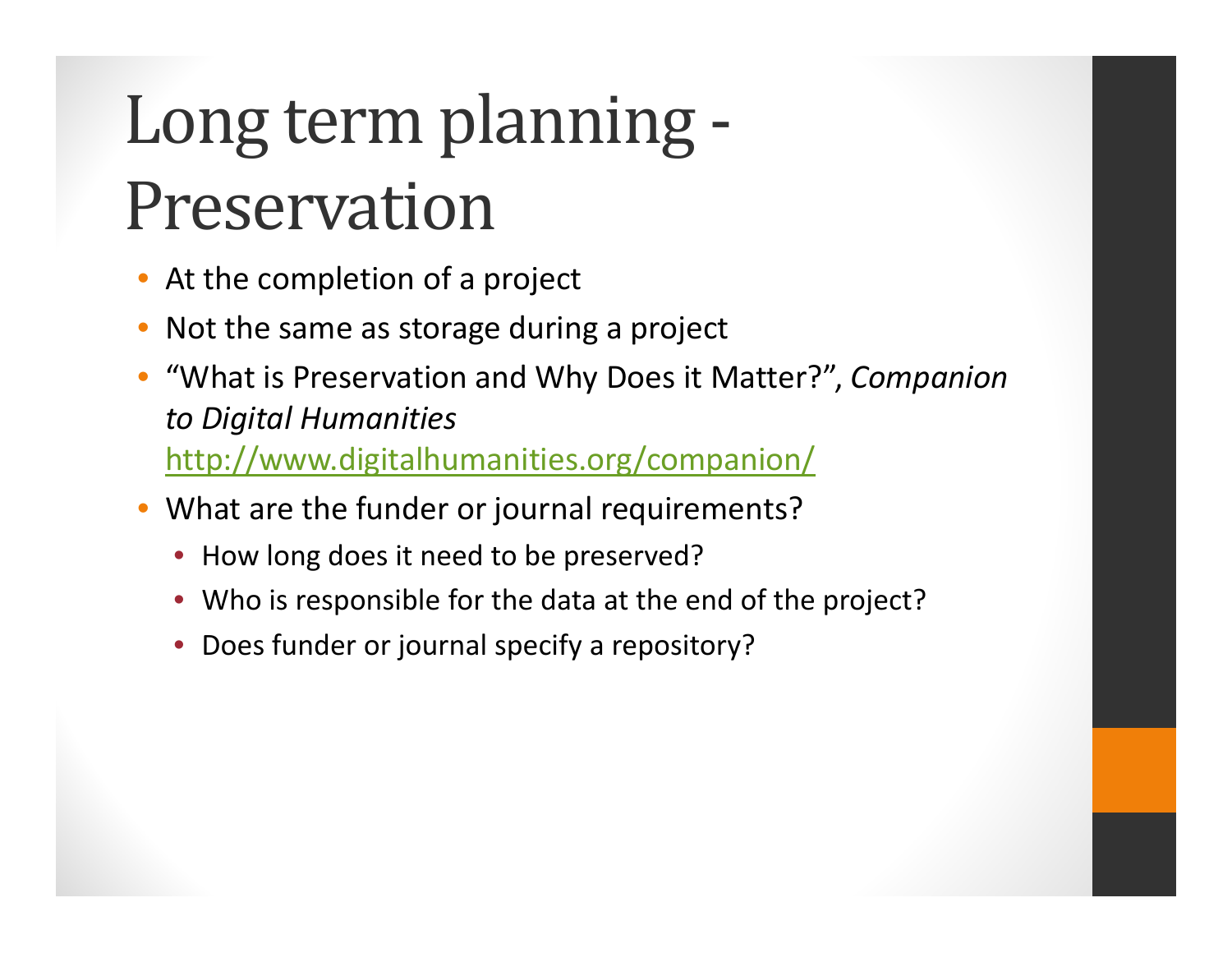# Long term planning - Preservation

- At the completion of a project
- Not the same as storage during a project
- "What is Preservation and Why Does it Matter?", *Companion to Digital Humanities* http://www.digitalhumanities.org/companion/
- What are the funder or journal requirements?
  - How long does it need to be preserved?
  - Who is responsible for the data at the end of the project?
  - Does funder or journal specify a repository?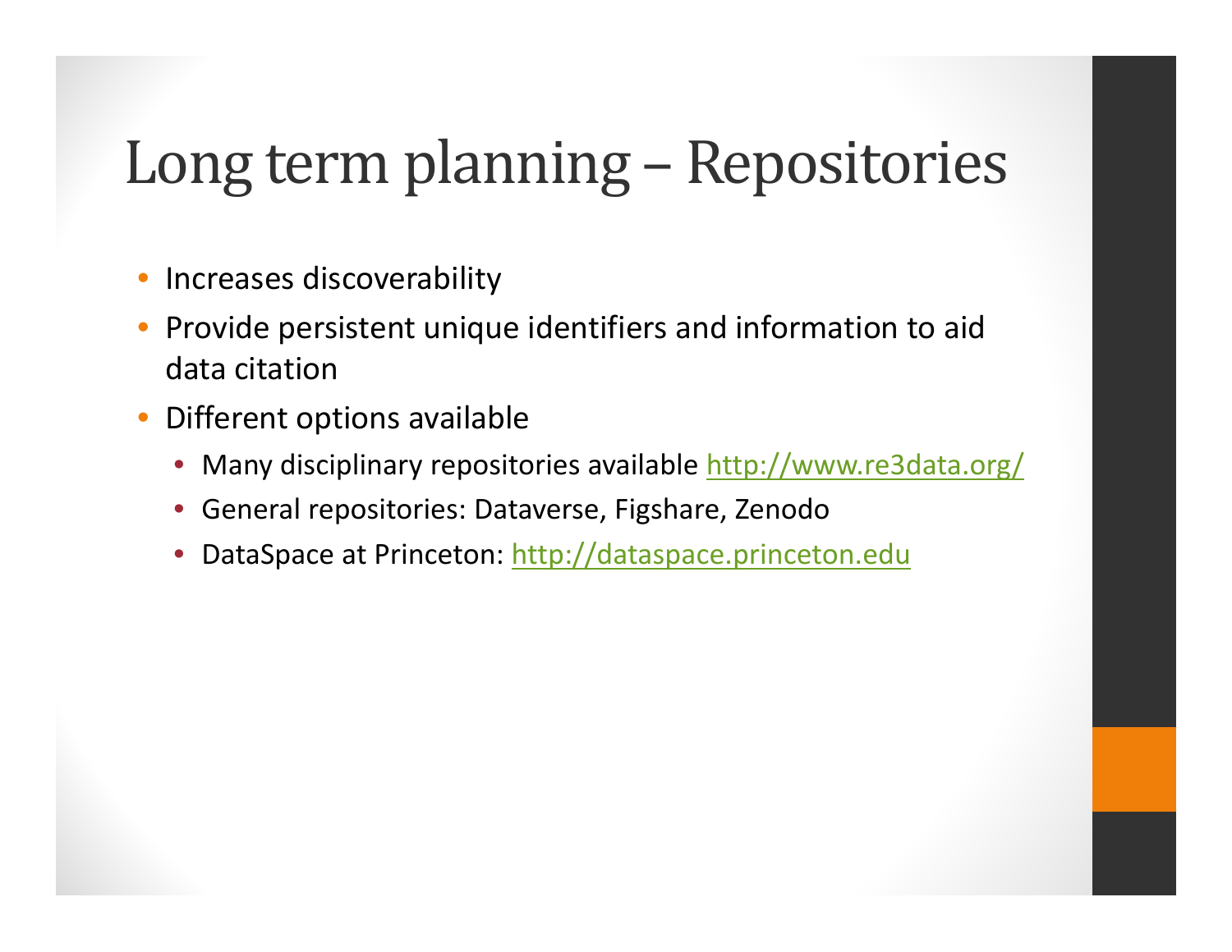# Long term planning – Repositories

- Increases discoverability
- Provide persistent unique identifiers and information to aid data citation
- Different options available
  - Many disciplinary repositories available http://www.re3data.org/
  - General repositories: Dataverse, Figshare, Zenodo
  - DataSpace at Princeton: http://dataspace.princeton.edu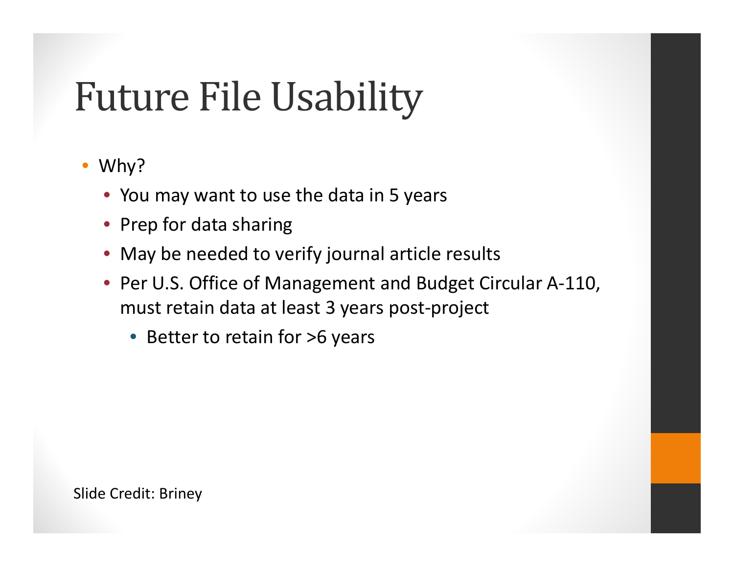# Future File Usability

- Why?
  - You may want to use the data in 5 years
  - Prep for data sharing
  - May be needed to verify journal article results
  - Per U.S. Office of Management and Budget Circular A-110, must retain data at least 3 years post-project
    - Better to retain for >6 years

Slide Credit: Briney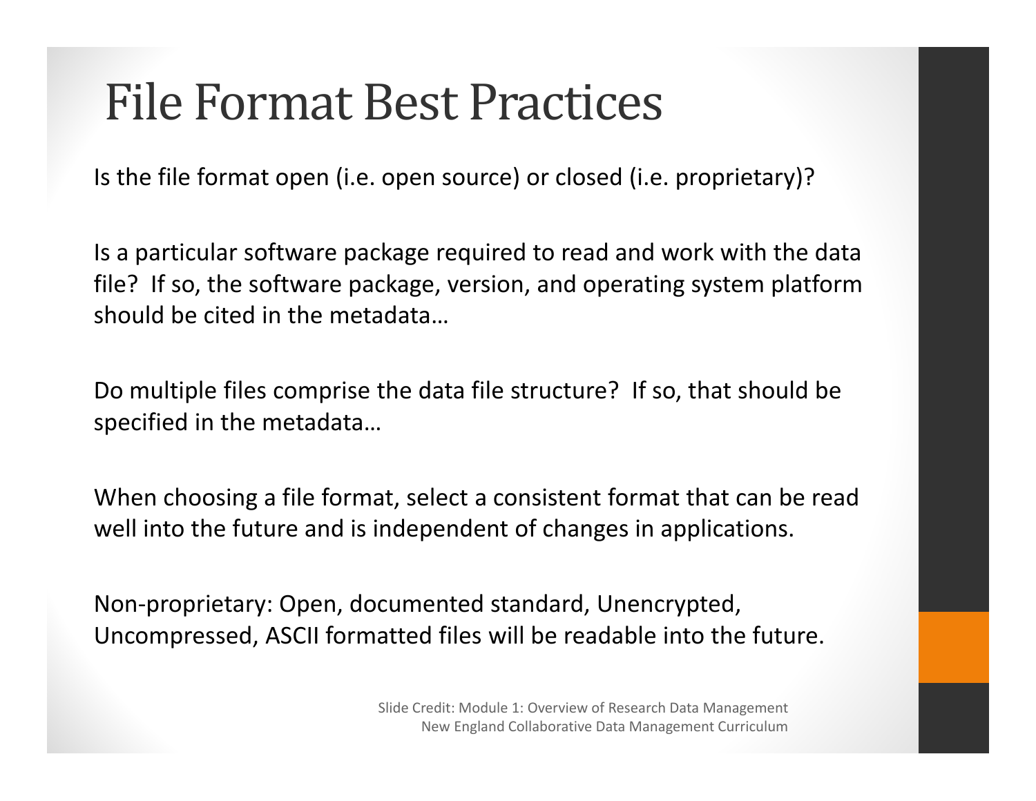# File Format Best Practices

Is the file format open (i.e. open source) or closed (i.e. proprietary)?

Is a particular software package required to read and work with the data file? If so, the software package, version, and operating system platform should be cited in the metadata…

Do multiple files comprise the data file structure? If so, that should be specified in the metadata…

When choosing a file format, select a consistent format that can be read well into the future and is independent of changes in applications.

Non-proprietary: Open, documented standard, Unencrypted, Uncompressed, ASCII formatted files will be readable into the future.

Slide Credit: Module 1: Overview of Research Data Management
New England Collaborative Data Management Curriculum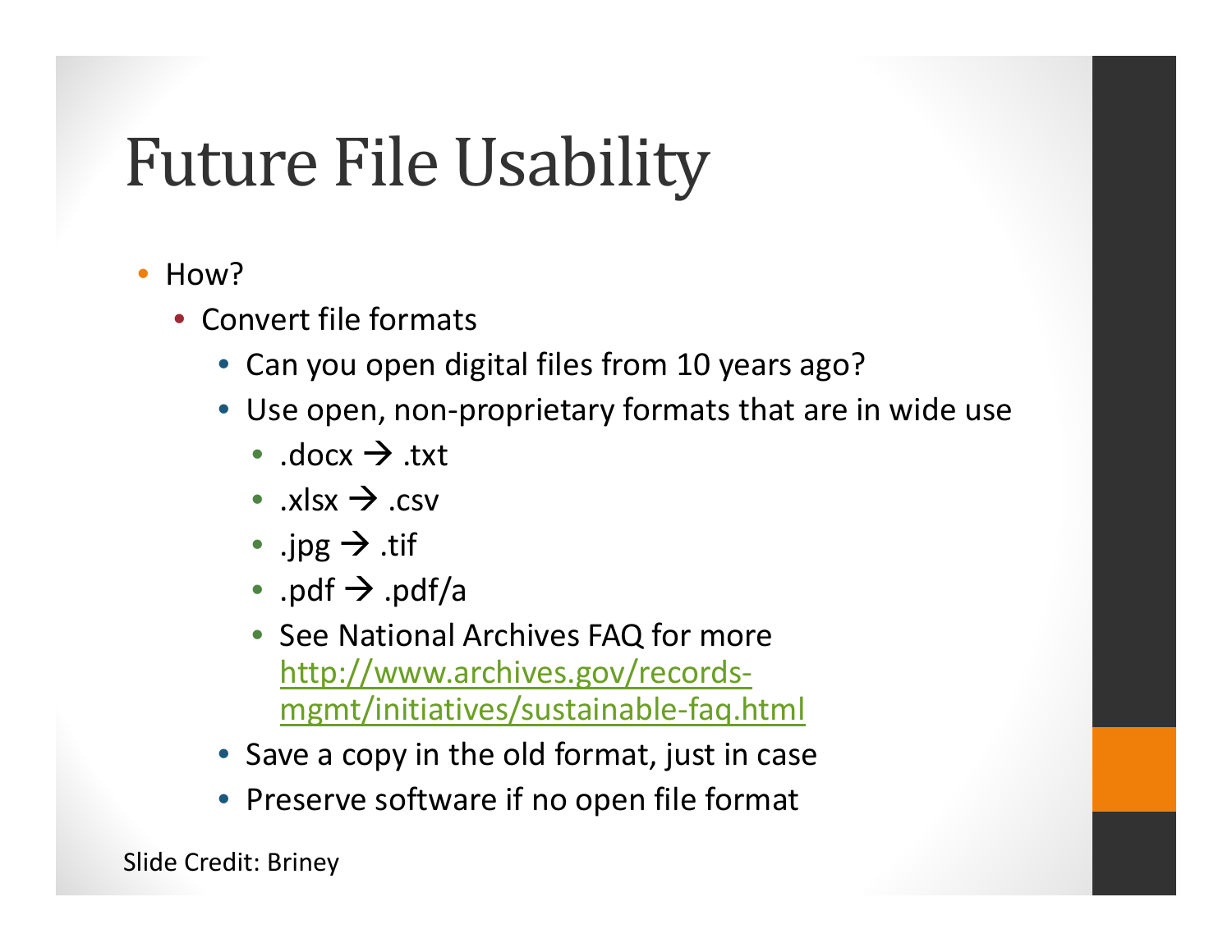# Future File Usability

- How?
  - Convert file formats
    - Can you open digital files from 10 years ago?
    - Use open, non-proprietary formats that are in wide use
      - .docx → .txt
      - .xlsx → .csv
      - .jpg → .tif
      - .pdf → .pdf/a
      - See National Archives FAQ for more [http://www.archives.gov/records-mgmt/initiatives/sustainable-faq.html](http://www.archives.gov/records-mgmt/initiatives/sustainable-faq.html)
    - Save a copy in the old format, just in case
    - Preserve software if no open file format

Slide Credit: Briney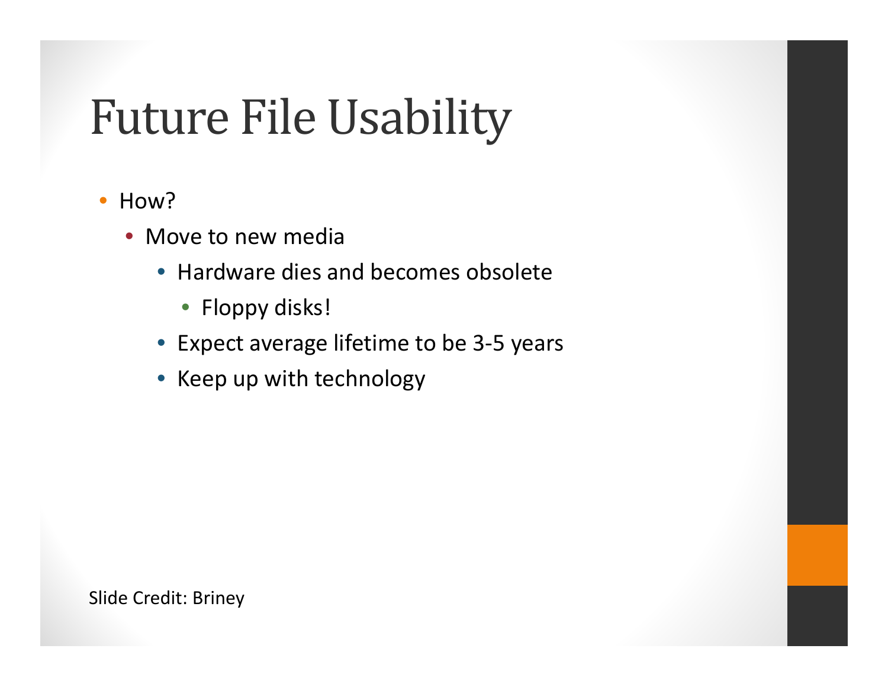# Future File Usability

- How?
  - Move to new media
    - Hardware dies and becomes obsolete
      - Floppy disks!
    - Expect average lifetime to be 3-5 years
    - Keep up with technology

Slide Credit: Briney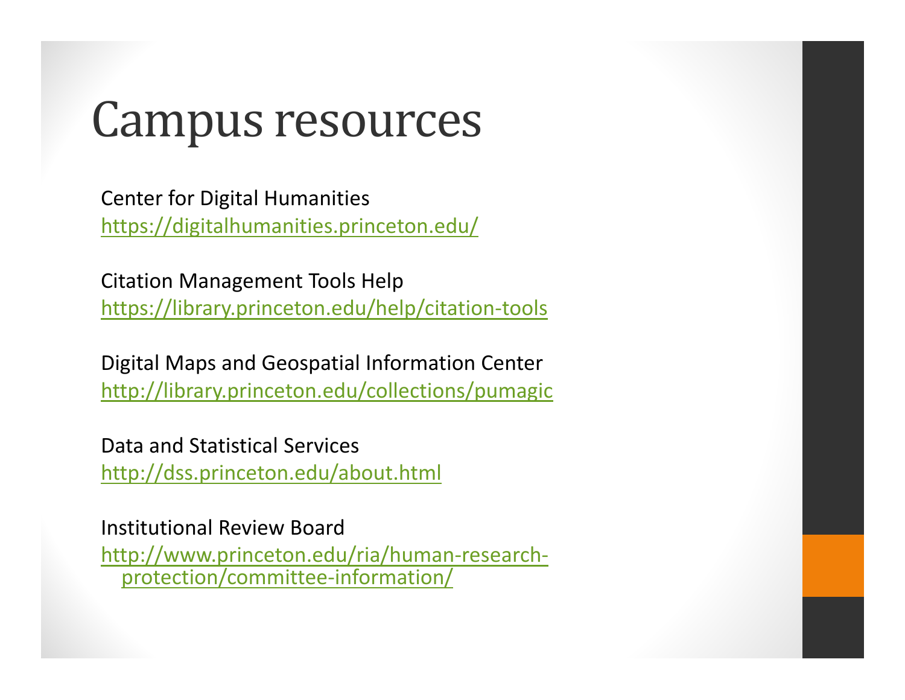# Campus resources

Center for Digital Humanities
https://digitalhumanities.princeton.edu/

Citation Management Tools Help
https://library.princeton.edu/help/citation-tools

Digital Maps and Geospatial Information Center
http://library.princeton.edu/collections/pumagic

Data and Statistical Services
http://dss.princeton.edu/about.html

Institutional Review Board
http://www.princeton.edu/ria/human-research-protection/committee-information/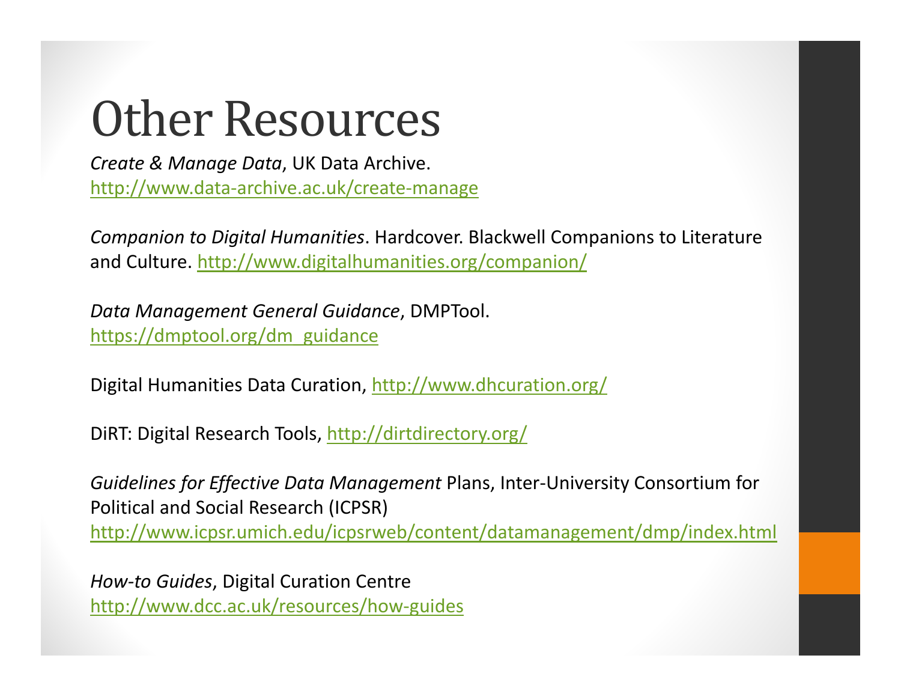# Other Resources

*Create & Manage Data*, UK Data Archive.
http://www.data-archive.ac.uk/create-manage

*Companion to Digital Humanities*. Hardcover. Blackwell Companions to Literature and Culture. http://www.digitalhumanities.org/companion/

*Data Management General Guidance*, DMPTool.
https://dmptool.org/dm_guidance

Digital Humanities Data Curation, http://www.dhcuration.org/

DiRT: Digital Research Tools, http://dirtdirectory.org/

*Guidelines for Effective Data Management* Plans, Inter-University Consortium for Political and Social Research (ICPSR)
http://www.icpsr.umich.edu/icpsrweb/content/datamanagement/dmp/index.html

*How-to Guides*, Digital Curation Centre
http://www.dcc.ac.uk/resources/how-guides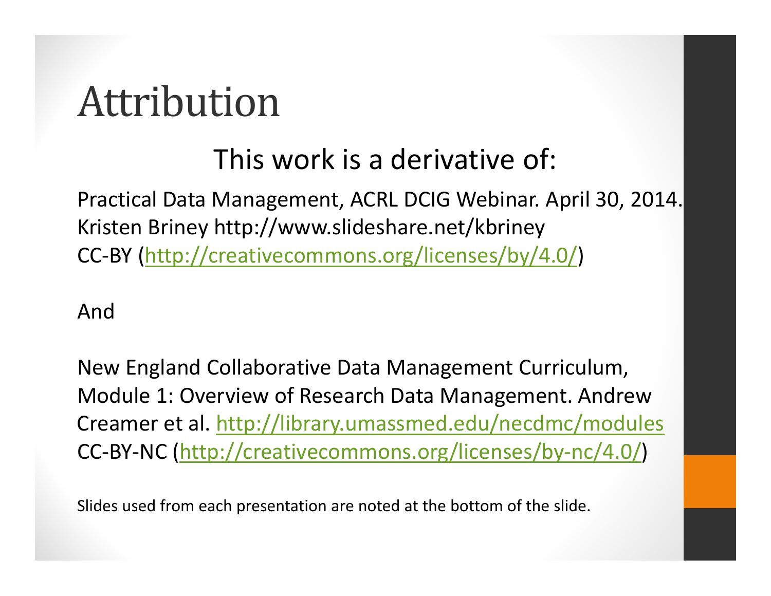# Attribution

This work is a derivative of:

Practical Data Management, ACRL DCIG Webinar. April 30, 2014. Kristen Briney http://www.slideshare.net/kbriney
CC-BY (http://creativecommons.org/licenses/by/4.0/)

And

New England Collaborative Data Management Curriculum, Module 1: Overview of Research Data Management. Andrew Creamer et al. http://library.umassmed.edu/necdmc/modules
CC-BY-NC (http://creativecommons.org/licenses/by-nc/4.0/)

Slides used from each presentation are noted at the bottom of the slide.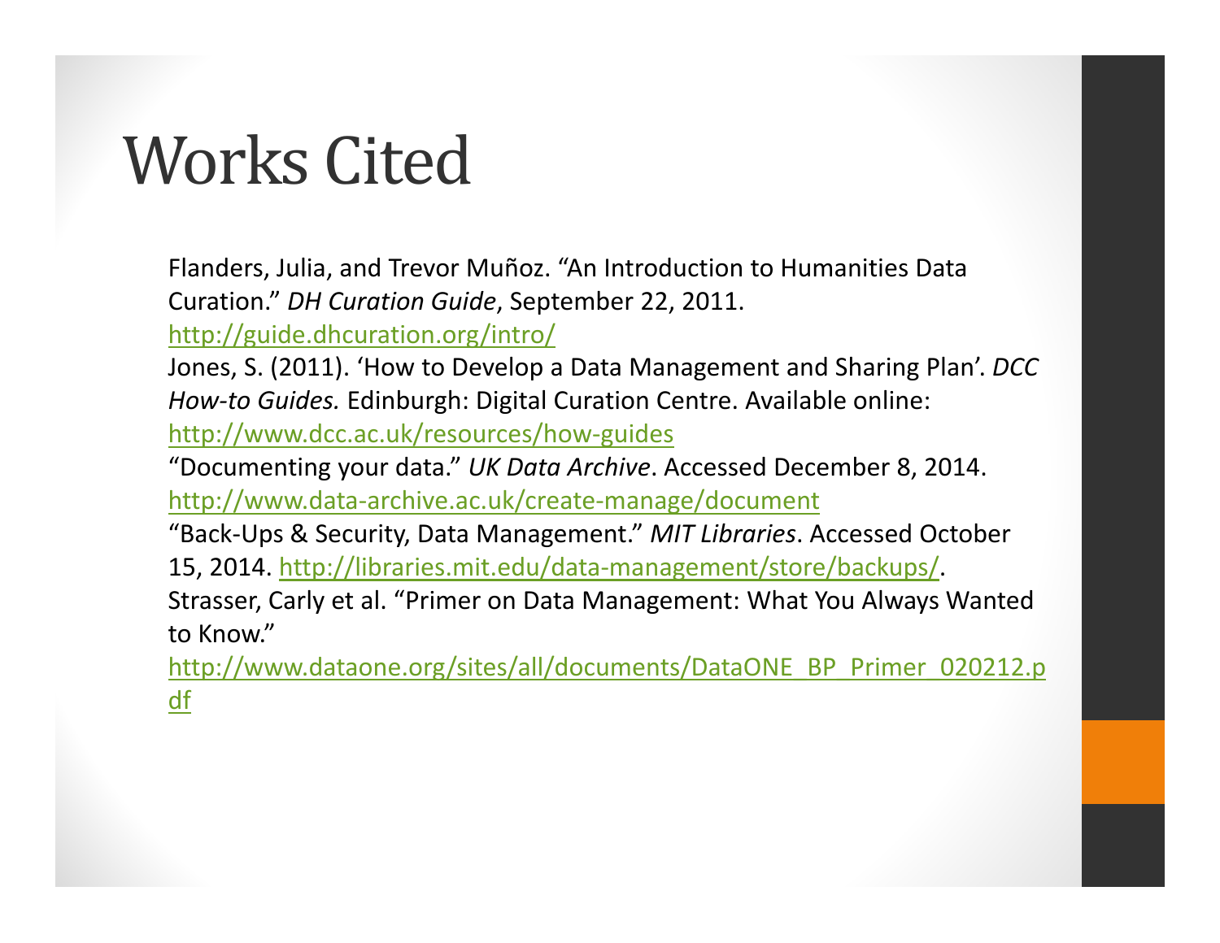# Works Cited

Flanders, Julia, and Trevor Muñoz. "An Introduction to Humanities Data Curation." *DH Curation Guide*, September 22, 2011. http://guide.dhcuration.org/intro/

Jones, S. (2011). 'How to Develop a Data Management and Sharing Plan'. *DCC How-to Guides.* Edinburgh: Digital Curation Centre. Available online: http://www.dcc.ac.uk/resources/how-guides

"Documenting your data." *UK Data Archive*. Accessed December 8, 2014. http://www.data-archive.ac.uk/create-manage/document

"Back-Ups & Security, Data Management." *MIT Libraries*. Accessed October 15, 2014. http://libraries.mit.edu/data-management/store/backups/.

Strasser, Carly et al. "Primer on Data Management: What You Always Wanted to Know." http://www.dataone.org/sites/all/documents/DataONE_BP_Primer_020212.pdf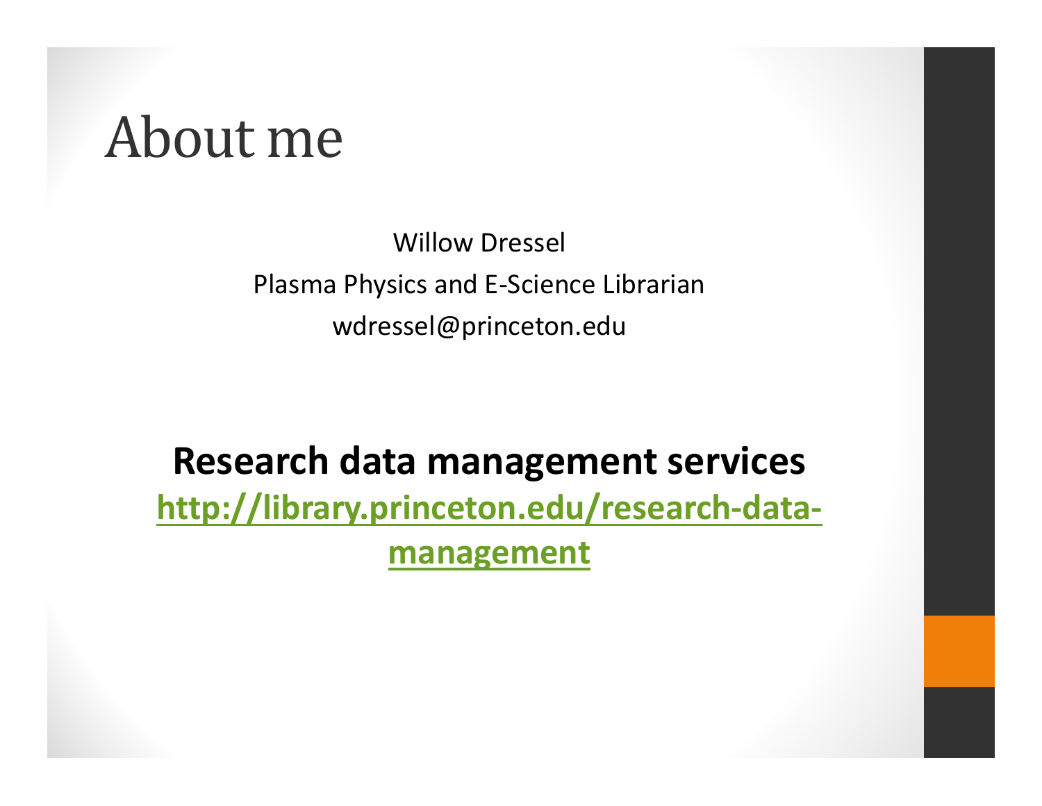# About me

Willow Dressel

Plasma Physics and E-Science Librarian

wdressel@princeton.edu

**Research data management services**

**http://library.princeton.edu/research-data-management**